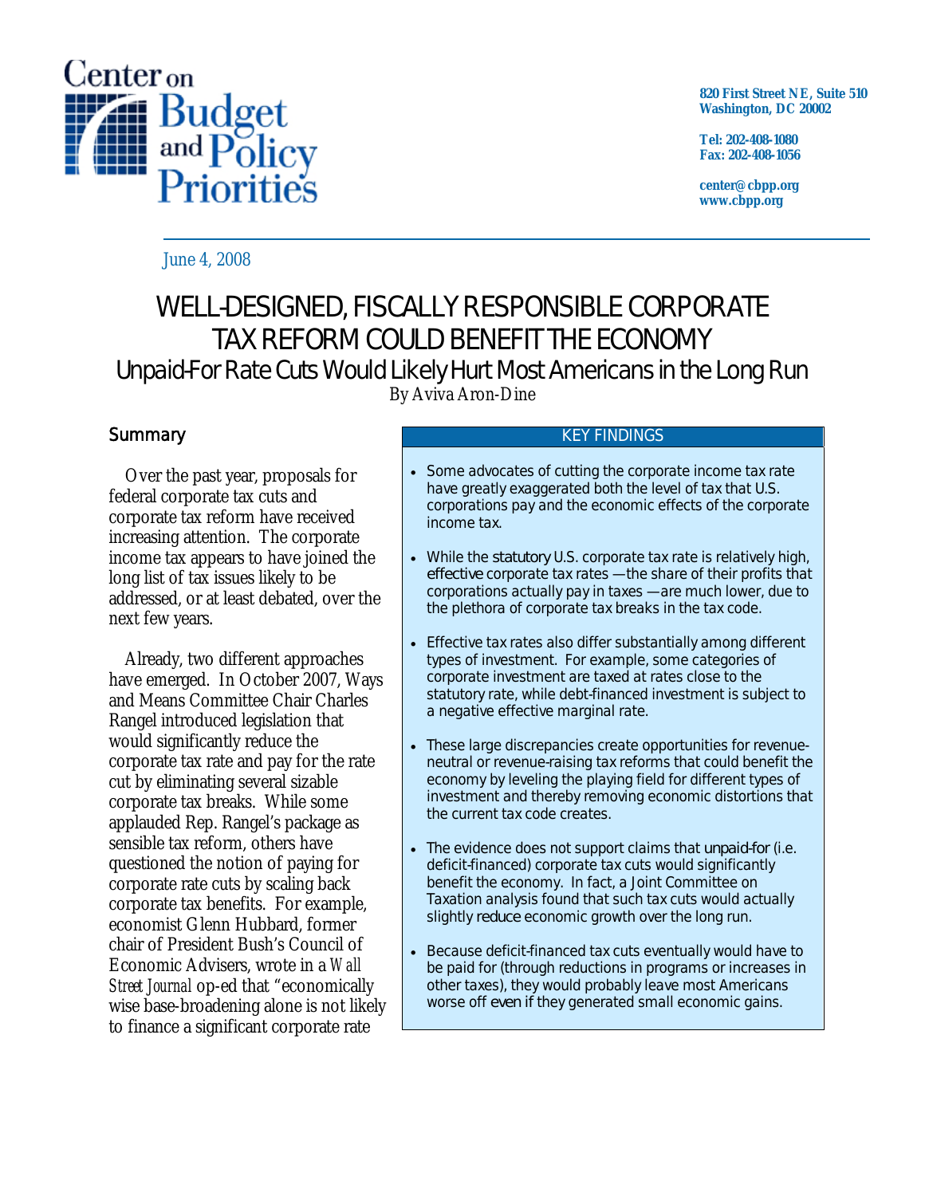Center on Budget and Policy Priorities

820 First Street NE, Suite 510
Washington, DC 20002

Tel: 202-408-1080
Fax: 202-408-1056

center@cbpp.org
www.cbpp.org

June 4, 2008

# WELL-DESIGNED, FISCALLY RESPONSIBLE CORPORATE TAX REFORM COULD BENEFIT THE ECONOMY

## Unpaid-For Rate Cuts Would Likely Hurt Most Americans in the Long Run

By Aviva Aron-Dine

### Summary

Over the past year, proposals for federal corporate tax cuts and corporate tax reform have received increasing attention. The corporate income tax appears to have joined the long list of tax issues likely to be addressed, or at least debated, over the next few years.

Already, two different approaches have emerged. In October 2007, Ways and Means Committee Chair Charles Rangel introduced legislation that would significantly reduce the corporate tax rate and pay for the rate cut by eliminating several sizable corporate tax breaks. While some applauded Rep. Rangel's package as sensible tax reform, others have questioned the notion of paying for corporate rate cuts by scaling back corporate tax benefits. For example, economist Glenn Hubbard, former chair of President Bush's Council of Economic Advisers, wrote in a *Wall Street Journal* op-ed that "economically wise base-broadening alone is not likely to finance a significant corporate rate

**KEY FINDINGS**

- Some advocates of cutting the corporate income tax rate have greatly exaggerated both the level of tax that U.S. corporations pay and the economic effects of the corporate income tax.
- While the *statutory* U.S. corporate tax rate is relatively high, *effective* corporate tax rates — the share of their profits that corporations actually pay in taxes — are much lower, due to the plethora of corporate tax breaks in the tax code.
- Effective tax rates also differ substantially among different types of investment. For example, some categories of corporate investment are taxed at rates close to the statutory rate, while debt-financed investment is subject to a negative effective marginal rate.
- These large discrepancies create opportunities for revenue-neutral or revenue-raising tax reforms that could benefit the economy by leveling the playing field for different types of investment and thereby removing economic distortions that the current tax code creates.
- The evidence does not support claims that *unpaid-for* (i.e. deficit-financed) corporate tax cuts would significantly benefit the economy. In fact, a Joint Committee on Taxation analysis found that such tax cuts would actually slightly *reduce* economic growth over the long run.
- Because deficit-financed tax cuts eventually would have to be paid for (through reductions in programs or increases in other taxes), they would probably leave most Americans worse off *even* if they generated small economic gains.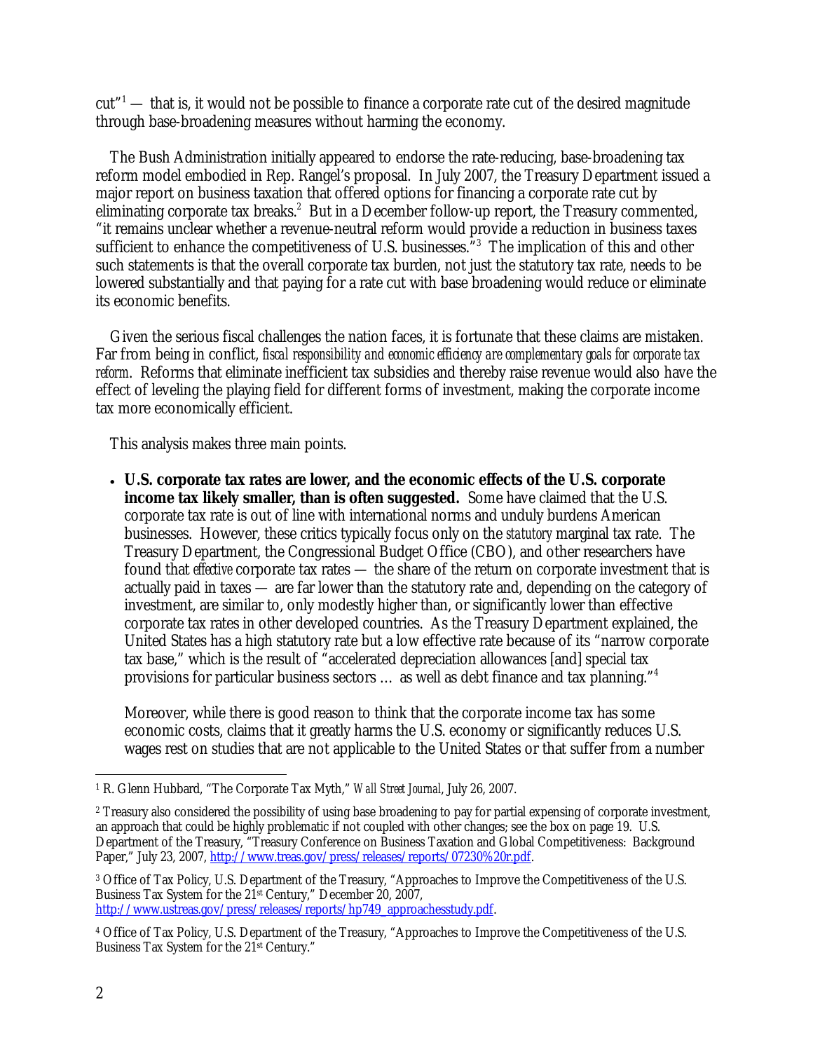cut"[1] — that is, it would not be possible to finance a corporate rate cut of the desired magnitude through base-broadening measures without harming the economy.

The Bush Administration initially appeared to endorse the rate-reducing, base-broadening tax reform model embodied in Rep. Rangel's proposal. In July 2007, the Treasury Department issued a major report on business taxation that offered options for financing a corporate rate cut by eliminating corporate tax breaks.[2] But in a December follow-up report, the Treasury commented, "it remains unclear whether a revenue-neutral reform would provide a reduction in business taxes sufficient to enhance the competitiveness of U.S. businesses."[3] The implication of this and other such statements is that the overall corporate tax burden, not just the statutory tax rate, needs to be lowered substantially and that paying for a rate cut with base broadening would reduce or eliminate its economic benefits.

Given the serious fiscal challenges the nation faces, it is fortunate that these claims are mistaken. Far from being in conflict, *fiscal responsibility and economic efficiency are complementary goals for corporate tax reform*. Reforms that eliminate inefficient tax subsidies and thereby raise revenue would also have the effect of leveling the playing field for different forms of investment, making the corporate income tax more economically efficient.

This analysis makes three main points.

- **U.S. corporate tax rates are lower, and the economic effects of the U.S. corporate income tax likely smaller, than is often suggested.** Some have claimed that the U.S. corporate tax rate is out of line with international norms and unduly burdens American businesses. However, these critics typically focus only on the *statutory* marginal tax rate. The Treasury Department, the Congressional Budget Office (CBO), and other researchers have found that *effective* corporate tax rates — the share of the return on corporate investment that is actually paid in taxes — are far lower than the statutory rate and, depending on the category of investment, are similar to, only modestly higher than, or significantly lower than effective corporate tax rates in other developed countries. As the Treasury Department explained, the United States has a high statutory rate but a low effective rate because of its "narrow corporate tax base," which is the result of "accelerated depreciation allowances [and] special tax provisions for particular business sectors … as well as debt finance and tax planning."[4]

  Moreover, while there is good reason to think that the corporate income tax has some economic costs, claims that it greatly harms the U.S. economy or significantly reduces U.S. wages rest on studies that are not applicable to the United States or that suffer from a number

---

[1] R. Glenn Hubbard, "The Corporate Tax Myth," *Wall Street Journal*, July 26, 2007.

[2] Treasury also considered the possibility of using base broadening to pay for partial expensing of corporate investment, an approach that could be highly problematic if not coupled with other changes; see the box on page 19. U.S. Department of the Treasury, "Treasury Conference on Business Taxation and Global Competitiveness: Background Paper," July 23, 2007, http://www.treas.gov/press/releases/reports/07230%20r.pdf.

[3] Office of Tax Policy, U.S. Department of the Treasury, "Approaches to Improve the Competitiveness of the U.S. Business Tax System for the 21st Century," December 20, 2007, http://www.ustreas.gov/press/releases/reports/hp749_approachesstudy.pdf.

[4] Office of Tax Policy, U.S. Department of the Treasury, "Approaches to Improve the Competitiveness of the U.S. Business Tax System for the 21st Century."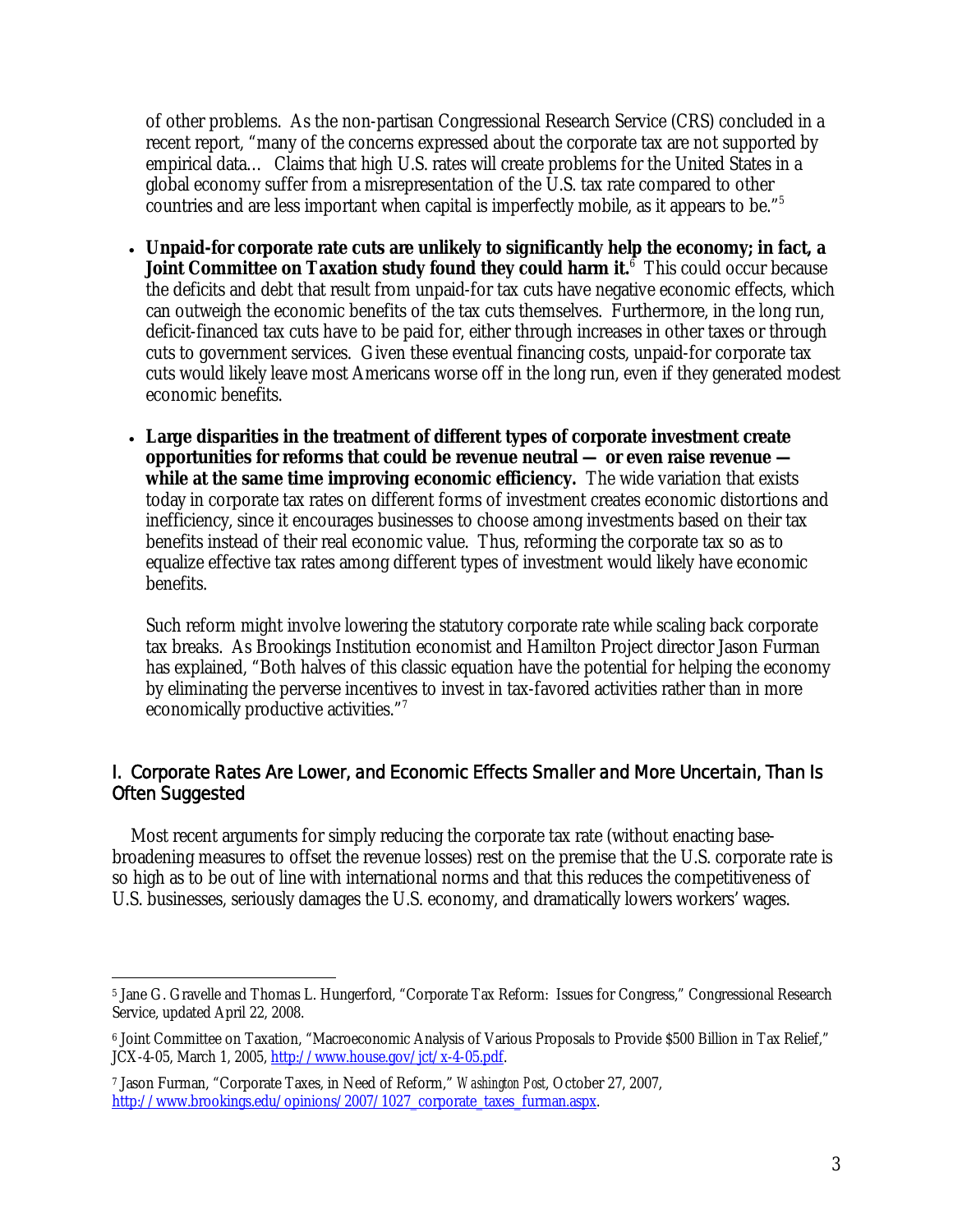of other problems. As the non-partisan Congressional Research Service (CRS) concluded in a recent report, "many of the concerns expressed about the corporate tax are not supported by empirical data… Claims that high U.S. rates will create problems for the United States in a global economy suffer from a misrepresentation of the U.S. tax rate compared to other countries and are less important when capital is imperfectly mobile, as it appears to be."[5]

- **Unpaid-for corporate rate cuts are unlikely to significantly help the economy; in fact, a Joint Committee on Taxation study found they could harm it.**[6] This could occur because the deficits and debt that result from unpaid-for tax cuts have negative economic effects, which can outweigh the economic benefits of the tax cuts themselves. Furthermore, in the long run, deficit-financed tax cuts have to be paid for, either through increases in other taxes or through cuts to government services. Given these eventual financing costs, unpaid-for corporate tax cuts would likely leave most Americans worse off in the long run, even if they generated modest economic benefits.

- **Large disparities in the treatment of different types of corporate investment create opportunities for reforms that could be revenue neutral — or even raise revenue — while at the same time improving economic efficiency.** The wide variation that exists today in corporate tax rates on different forms of investment creates economic distortions and inefficiency, since it encourages businesses to choose among investments based on their tax benefits instead of their real economic value. Thus, reforming the corporate tax so as to equalize effective tax rates among different types of investment would likely have economic benefits.

  Such reform might involve lowering the statutory corporate rate while scaling back corporate tax breaks. As Brookings Institution economist and Hamilton Project director Jason Furman has explained, "Both halves of this classic equation have the potential for helping the economy by eliminating the perverse incentives to invest in tax-favored activities rather than in more economically productive activities."[7]

## I. Corporate Rates Are Lower, and Economic Effects Smaller and More Uncertain, Than Is Often Suggested

Most recent arguments for simply reducing the corporate tax rate (without enacting base-broadening measures to offset the revenue losses) rest on the premise that the U.S. corporate rate is so high as to be out of line with international norms and that this reduces the competitiveness of U.S. businesses, seriously damages the U.S. economy, and dramatically lowers workers' wages.

---

[5] Jane G. Gravelle and Thomas L. Hungerford, "Corporate Tax Reform: Issues for Congress," Congressional Research Service, updated April 22, 2008.

[6] Joint Committee on Taxation, "Macroeconomic Analysis of Various Proposals to Provide $500 Billion in Tax Relief," JCX-4-05, March 1, 2005, http://www.house.gov/jct/x-4-05.pdf.

[7] Jason Furman, "Corporate Taxes, in Need of Reform," *Washington Post*, October 27, 2007, http://www.brookings.edu/opinions/2007/1027_corporate_taxes_furman.aspx.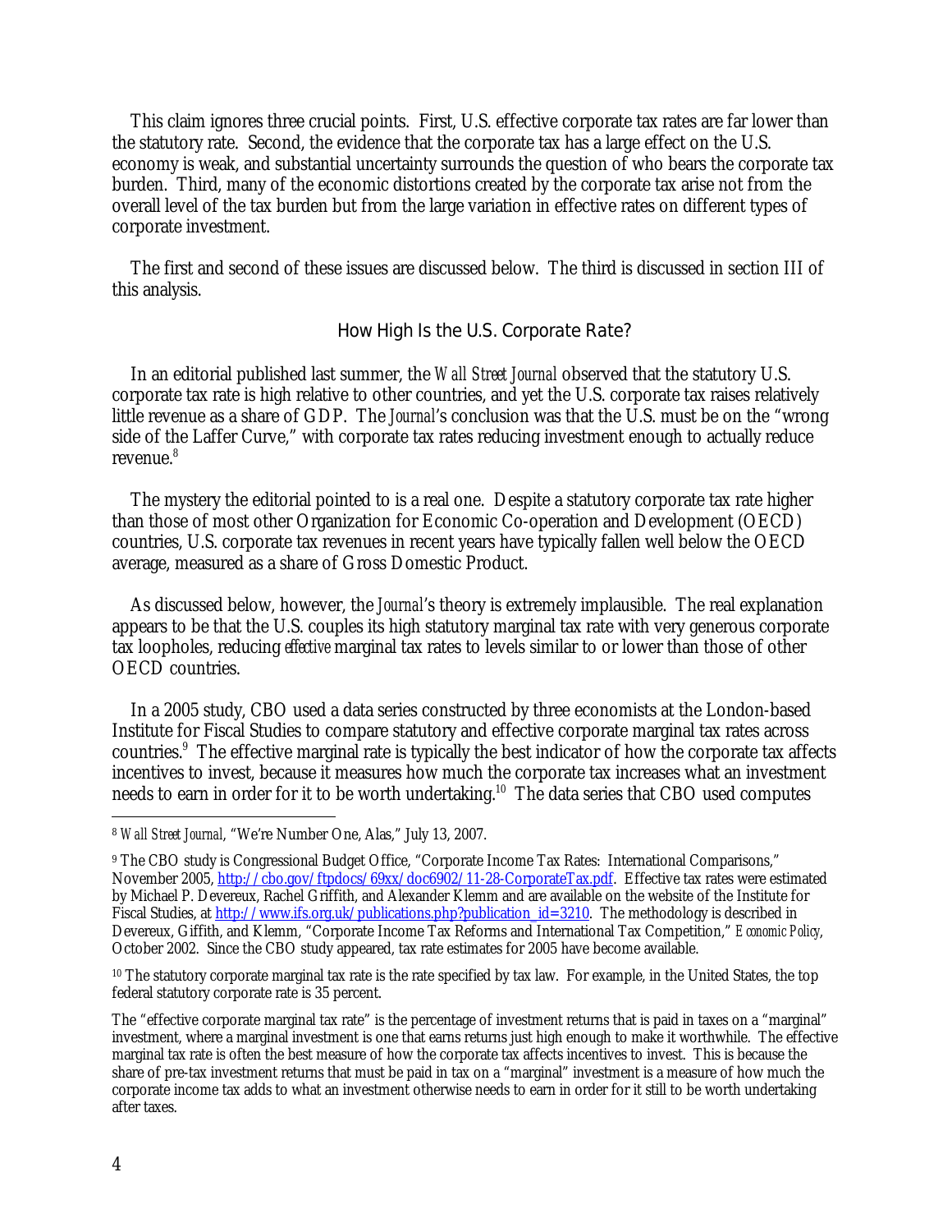This claim ignores three crucial points. First, U.S. effective corporate tax rates are far lower than the statutory rate. Second, the evidence that the corporate tax has a large effect on the U.S. economy is weak, and substantial uncertainty surrounds the question of who bears the corporate tax burden. Third, many of the economic distortions created by the corporate tax arise not from the overall level of the tax burden but from the large variation in effective rates on different types of corporate investment.

The first and second of these issues are discussed below. The third is discussed in section III of this analysis.

### How High Is the U.S. Corporate Rate?

In an editorial published last summer, the *Wall Street Journal* observed that the statutory U.S. corporate tax rate is high relative to other countries, and yet the U.S. corporate tax raises relatively little revenue as a share of GDP. The *Journal*'s conclusion was that the U.S. must be on the "wrong side of the Laffer Curve," with corporate tax rates reducing investment enough to actually reduce revenue.[8]

The mystery the editorial pointed to is a real one. Despite a statutory corporate tax rate higher than those of most other Organization for Economic Co-operation and Development (OECD) countries, U.S. corporate tax revenues in recent years have typically fallen well below the OECD average, measured as a share of Gross Domestic Product.

As discussed below, however, the *Journal*'s theory is extremely implausible. The real explanation appears to be that the U.S. couples its high statutory marginal tax rate with very generous corporate tax loopholes, reducing *effective* marginal tax rates to levels similar to or lower than those of other OECD countries.

In a 2005 study, CBO used a data series constructed by three economists at the London-based Institute for Fiscal Studies to compare statutory and effective corporate marginal tax rates across countries.[9] The effective marginal rate is typically the best indicator of how the corporate tax affects incentives to invest, because it measures how much the corporate tax increases what an investment needs to earn in order for it to be worth undertaking.[10] The data series that CBO used computes

---

[8] *Wall Street Journal*, "We're Number One, Alas," July 13, 2007.

[9] The CBO study is Congressional Budget Office, "Corporate Income Tax Rates: International Comparisons," November 2005, http://cbo.gov/ftpdocs/69xx/doc6902/11-28-CorporateTax.pdf. Effective tax rates were estimated by Michael P. Devereux, Rachel Griffith, and Alexander Klemm and are available on the website of the Institute for Fiscal Studies, at http://www.ifs.org.uk/publications.php?publication_id=3210. The methodology is described in Devereux, Giffith, and Klemm, "Corporate Income Tax Reforms and International Tax Competition," *Economic Policy*, October 2002. Since the CBO study appeared, tax rate estimates for 2005 have become available.

[10] The statutory corporate marginal tax rate is the rate specified by tax law. For example, in the United States, the top federal statutory corporate rate is 35 percent.

The "effective corporate marginal tax rate" is the percentage of investment returns that is paid in taxes on a "marginal" investment, where a marginal investment is one that earns returns just high enough to make it worthwhile. The effective marginal tax rate is often the best measure of how the corporate tax affects incentives to invest. This is because the share of pre-tax investment returns that must be paid in tax on a "marginal" investment is a measure of how much the corporate income tax adds to what an investment otherwise needs to earn in order for it still to be worth undertaking after taxes.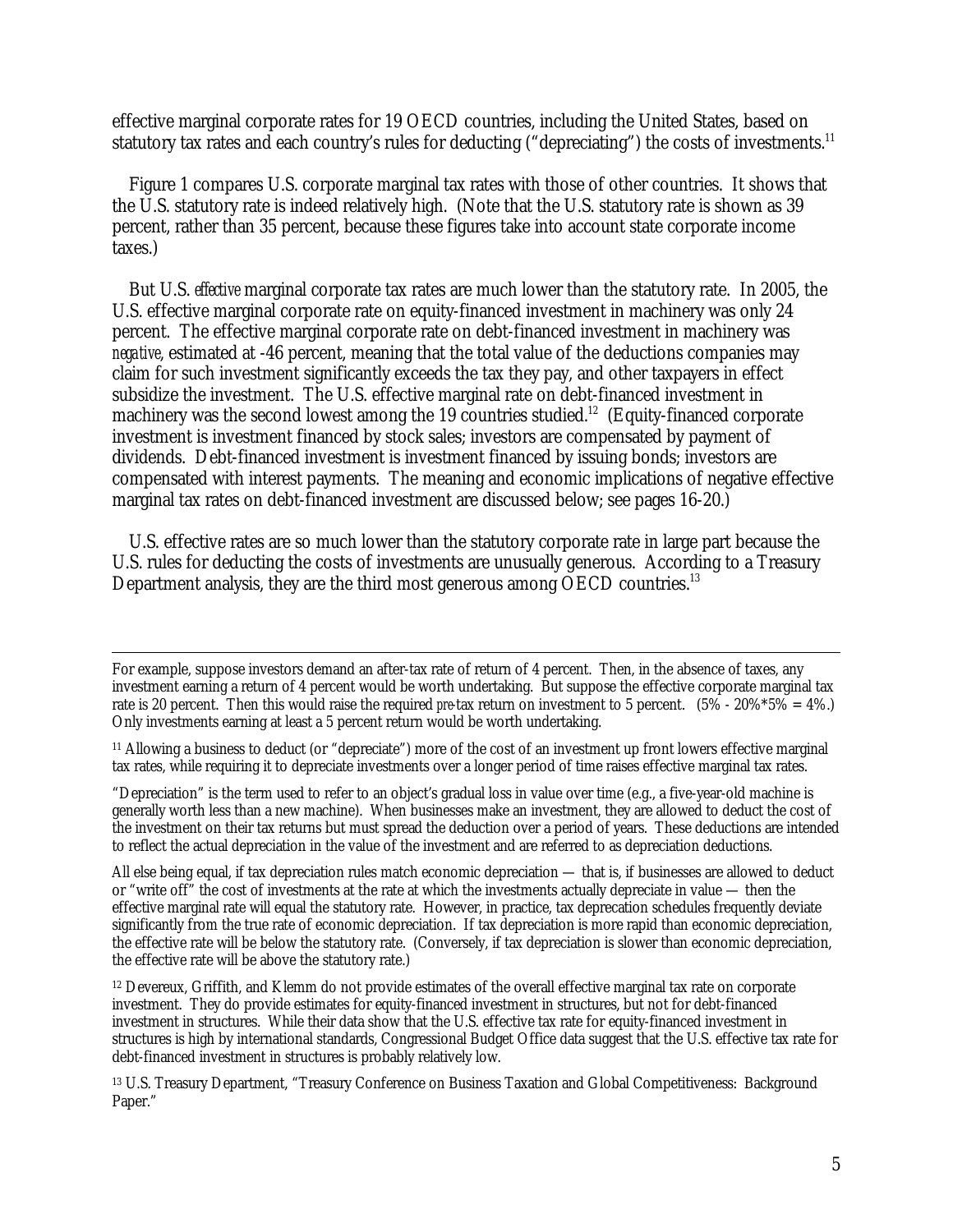effective marginal corporate rates for 19 OECD countries, including the United States, based on statutory tax rates and each country's rules for deducting ("depreciating") the costs of investments.[11]

Figure 1 compares U.S. corporate marginal tax rates with those of other countries. It shows that the U.S. statutory rate is indeed relatively high. (Note that the U.S. statutory rate is shown as 39 percent, rather than 35 percent, because these figures take into account state corporate income taxes.)

But U.S. *effective* marginal corporate tax rates are much lower than the statutory rate. In 2005, the U.S. effective marginal corporate rate on equity-financed investment in machinery was only 24 percent. The effective marginal corporate rate on debt-financed investment in machinery was *negative*, estimated at -46 percent, meaning that the total value of the deductions companies may claim for such investment significantly exceeds the tax they pay, and other taxpayers in effect subsidize the investment. The U.S. effective marginal rate on debt-financed investment in machinery was the second lowest among the 19 countries studied.[12] (Equity-financed corporate investment is investment financed by stock sales; investors are compensated by payment of dividends. Debt-financed investment is investment financed by issuing bonds; investors are compensated with interest payments. The meaning and economic implications of negative effective marginal tax rates on debt-financed investment are discussed below; see pages 16-20.)

U.S. effective rates are so much lower than the statutory corporate rate in large part because the U.S. rules for deducting the costs of investments are unusually generous. According to a Treasury Department analysis, they are the third most generous among OECD countries.[13]

---

For example, suppose investors demand an after-tax rate of return of 4 percent. Then, in the absence of taxes, any investment earning a return of 4 percent would be worth undertaking. But suppose the effective corporate marginal tax rate is 20 percent. Then this would raise the required *pre*-tax return on investment to 5 percent. (5% - 20%*5% = 4%.) Only investments earning at least a 5 percent return would be worth undertaking.

[11] Allowing a business to deduct (or "depreciate") more of the cost of an investment up front lowers effective marginal tax rates, while requiring it to depreciate investments over a longer period of time raises effective marginal tax rates.

"Depreciation" is the term used to refer to an object's gradual loss in value over time (e.g., a five-year-old machine is generally worth less than a new machine). When businesses make an investment, they are allowed to deduct the cost of the investment on their tax returns but must spread the deduction over a period of years. These deductions are intended to reflect the actual depreciation in the value of the investment and are referred to as depreciation deductions.

All else being equal, if tax depreciation rules match economic depreciation — that is, if businesses are allowed to deduct or "write off" the cost of investments at the rate at which the investments actually depreciate in value — then the effective marginal rate will equal the statutory rate. However, in practice, tax deprecation schedules frequently deviate significantly from the true rate of economic depreciation. If tax depreciation is more rapid than economic depreciation, the effective rate will be below the statutory rate. (Conversely, if tax depreciation is slower than economic depreciation, the effective rate will be above the statutory rate.)

[12] Devereux, Griffith, and Klemm do not provide estimates of the overall effective marginal tax rate on corporate investment. They do provide estimates for equity-financed investment in structures, but not for debt-financed investment in structures. While their data show that the U.S. effective tax rate for equity-financed investment in structures is high by international standards, Congressional Budget Office data suggest that the U.S. effective tax rate for debt-financed investment in structures is probably relatively low.

[13] U.S. Treasury Department, "Treasury Conference on Business Taxation and Global Competitiveness: Background Paper."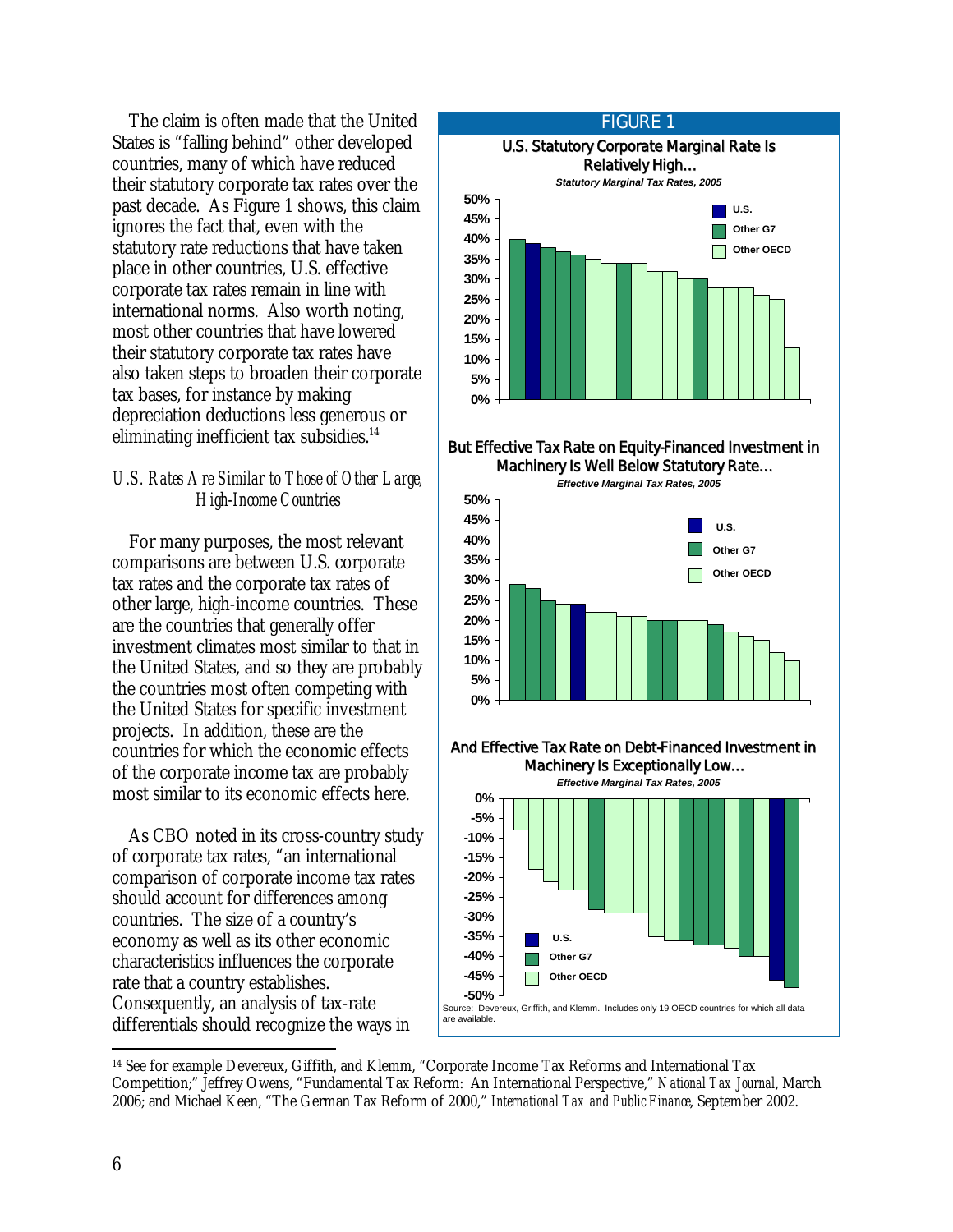The claim is often made that the United States is "falling behind" other developed countries, many of which have reduced their statutory corporate tax rates over the past decade. As Figure 1 shows, this claim ignores the fact that, even with the statutory rate reductions that have taken place in other countries, U.S. effective corporate tax rates remain in line with international norms. Also worth noting, most other countries that have lowered their statutory corporate tax rates have also taken steps to broaden their corporate tax bases, for instance by making depreciation deductions less generous or eliminating inefficient tax subsidies.[14]

### *U.S. Rates Are Similar to Those of Other Large, High-Income Countries*

For many purposes, the most relevant comparisons are between U.S. corporate tax rates and the corporate tax rates of other large, high-income countries. These are the countries that generally offer investment climates most similar to that in the United States, and so they are probably the countries most often competing with the United States for specific investment projects. In addition, these are the countries for which the economic effects of the corporate income tax are probably most similar to its economic effects here.

As CBO noted in its cross-country study of corporate tax rates, "an international comparison of corporate income tax rates should account for differences among countries. The size of a country's economy as well as its other economic characteristics influences the corporate rate that a country establishes. Consequently, an analysis of tax-rate differentials should recognize the ways in

FIGURE 1

**U.S. Statutory Corporate Marginal Rate Is Relatively High…**

*Statutory Marginal Tax Rates, 2005*

**But Effective Tax Rate on Equity-Financed Investment in Machinery Is Well Below Statutory Rate…**

*Effective Marginal Tax Rates, 2005*

**And Effective Tax Rate on Debt-Financed Investment in Machinery Is Exceptionally Low…**

*Effective Marginal Tax Rates, 2005*

Legend: U.S.; Other G7; Other OECD

Source: Devereux, Griffith, and Klemm. Includes only 19 OECD countries for which all data are available.

---

[14] See for example Devereux, Giffith, and Klemm, "Corporate Income Tax Reforms and International Tax Competition;" Jeffrey Owens, "Fundamental Tax Reform: An International Perspective," *National Tax Journal*, March 2006; and Michael Keen, "The German Tax Reform of 2000," *International Tax and Public Finance*, September 2002.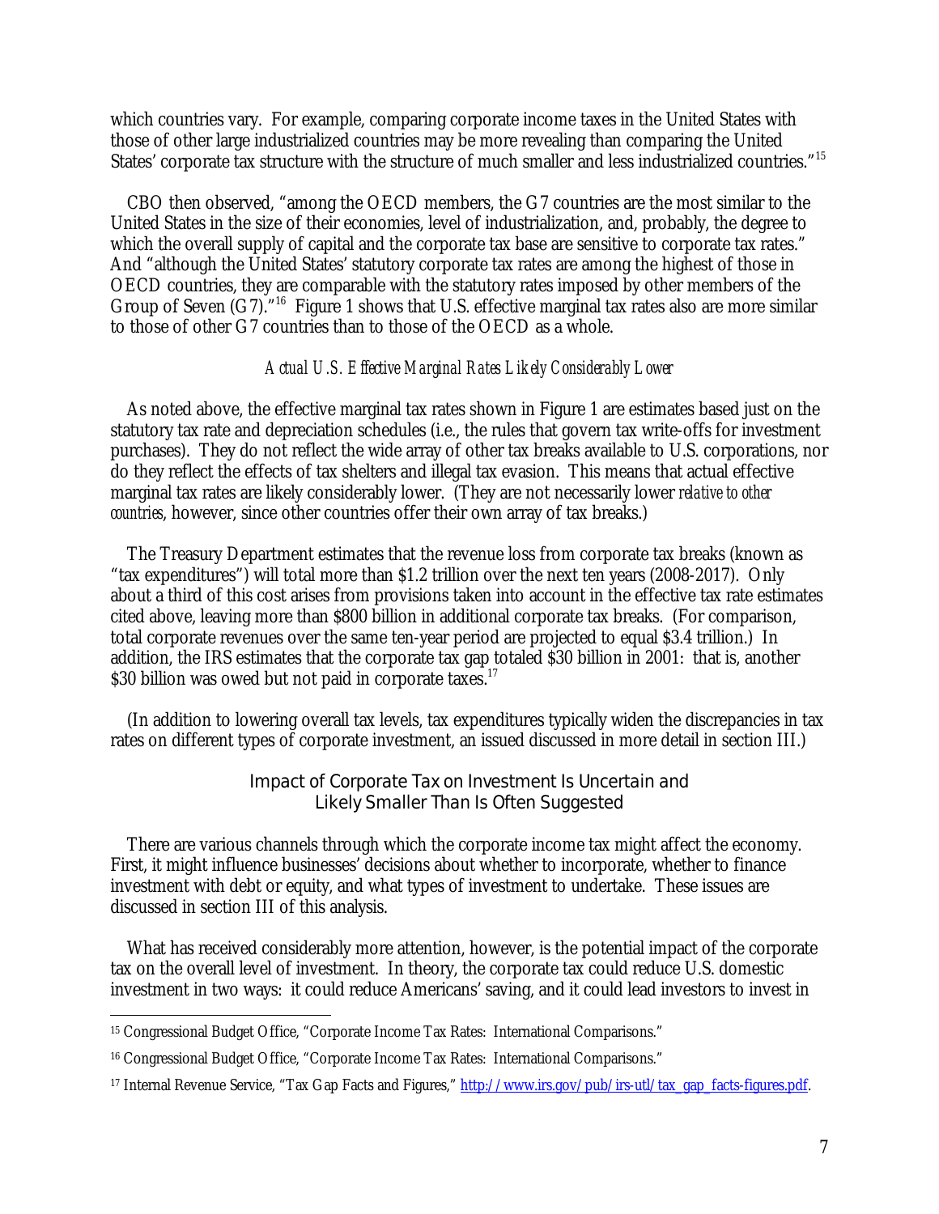which countries vary. For example, comparing corporate income taxes in the United States with those of other large industrialized countries may be more revealing than comparing the United States' corporate tax structure with the structure of much smaller and less industrialized countries."[15]

CBO then observed, "among the OECD members, the G7 countries are the most similar to the United States in the size of their economies, level of industrialization, and, probably, the degree to which the overall supply of capital and the corporate tax base are sensitive to corporate tax rates." And "although the United States' statutory corporate tax rates are among the highest of those in OECD countries, they are comparable with the statutory rates imposed by other members of the Group of Seven (G7)."[16] Figure 1 shows that U.S. effective marginal tax rates also are more similar to those of other G7 countries than to those of the OECD as a whole.

### *Actual U.S. Effective Marginal Rates Likely Considerably Lower*

As noted above, the effective marginal tax rates shown in Figure 1 are estimates based just on the statutory tax rate and depreciation schedules (i.e., the rules that govern tax write-offs for investment purchases). They do not reflect the wide array of other tax breaks available to U.S. corporations, nor do they reflect the effects of tax shelters and illegal tax evasion. This means that actual effective marginal tax rates are likely considerably lower. (They are not necessarily lower *relative to other countries*, however, since other countries offer their own array of tax breaks.)

The Treasury Department estimates that the revenue loss from corporate tax breaks (known as "tax expenditures") will total more than $1.2 trillion over the next ten years (2008-2017). Only about a third of this cost arises from provisions taken into account in the effective tax rate estimates cited above, leaving more than $800 billion in additional corporate tax breaks. (For comparison, total corporate revenues over the same ten-year period are projected to equal $3.4 trillion.) In addition, the IRS estimates that the corporate tax gap totaled $30 billion in 2001: that is, another $30 billion was owed but not paid in corporate taxes.[17]

(In addition to lowering overall tax levels, tax expenditures typically widen the discrepancies in tax rates on different types of corporate investment, an issued discussed in more detail in section III.)

## Impact of Corporate Tax on Investment Is Uncertain and Likely Smaller Than Is Often Suggested

There are various channels through which the corporate income tax might affect the economy. First, it might influence businesses' decisions about whether to incorporate, whether to finance investment with debt or equity, and what types of investment to undertake. These issues are discussed in section III of this analysis.

What has received considerably more attention, however, is the potential impact of the corporate tax on the overall level of investment. In theory, the corporate tax could reduce U.S. domestic investment in two ways: it could reduce Americans' saving, and it could lead investors to invest in

---

[15] Congressional Budget Office, "Corporate Income Tax Rates: International Comparisons."

[16] Congressional Budget Office, "Corporate Income Tax Rates: International Comparisons."

[17] Internal Revenue Service, "Tax Gap Facts and Figures," http://www.irs.gov/pub/irs-utl/tax_gap_facts-figures.pdf.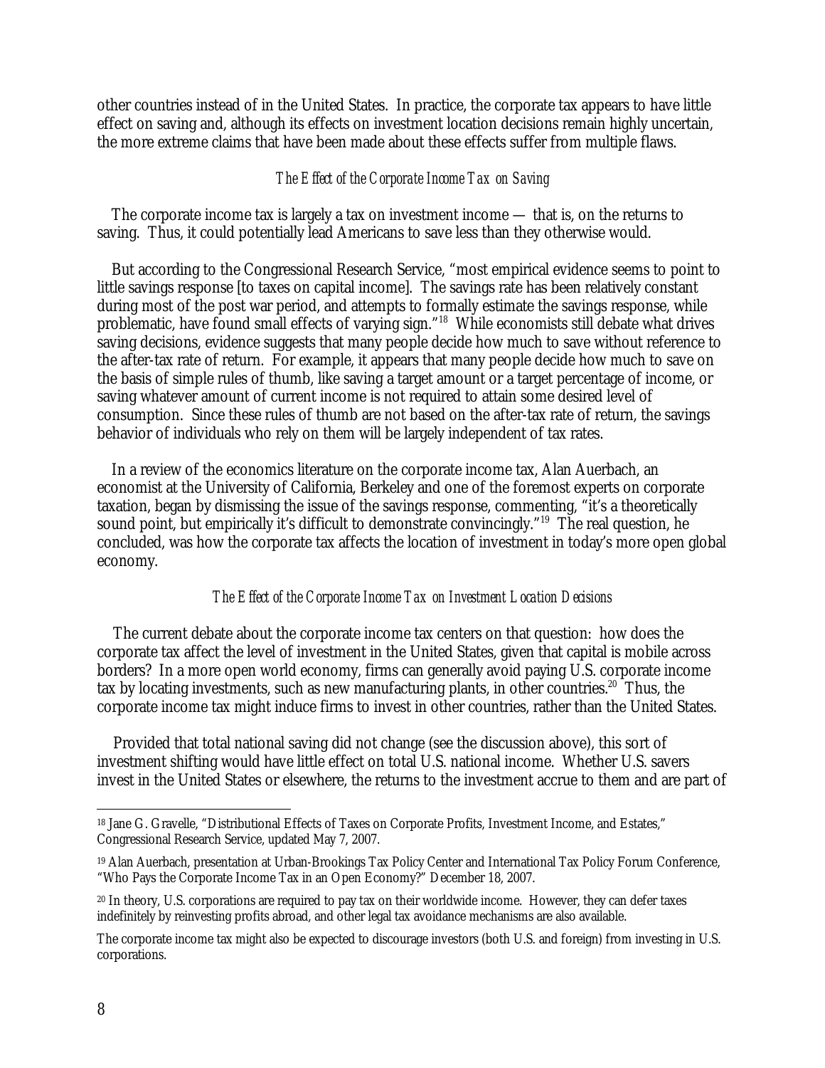other countries instead of in the United States. In practice, the corporate tax appears to have little effect on saving and, although its effects on investment location decisions remain highly uncertain, the more extreme claims that have been made about these effects suffer from multiple flaws.

### *The Effect of the Corporate Income Tax on Saving*

The corporate income tax is largely a tax on investment income — that is, on the returns to saving. Thus, it could potentially lead Americans to save less than they otherwise would.

But according to the Congressional Research Service, "most empirical evidence seems to point to little savings response [to taxes on capital income]. The savings rate has been relatively constant during most of the post war period, and attempts to formally estimate the savings response, while problematic, have found small effects of varying sign."[18] While economists still debate what drives saving decisions, evidence suggests that many people decide how much to save without reference to the after-tax rate of return. For example, it appears that many people decide how much to save on the basis of simple rules of thumb, like saving a target amount or a target percentage of income, or saving whatever amount of current income is not required to attain some desired level of consumption. Since these rules of thumb are not based on the after-tax rate of return, the savings behavior of individuals who rely on them will be largely independent of tax rates.

In a review of the economics literature on the corporate income tax, Alan Auerbach, an economist at the University of California, Berkeley and one of the foremost experts on corporate taxation, began by dismissing the issue of the savings response, commenting, "it's a theoretically sound point, but empirically it's difficult to demonstrate convincingly."[19] The real question, he concluded, was how the corporate tax affects the location of investment in today's more open global economy.

### *The Effect of the Corporate Income Tax on Investment Location Decisions*

The current debate about the corporate income tax centers on that question: how does the corporate tax affect the level of investment in the United States, given that capital is mobile across borders? In a more open world economy, firms can generally avoid paying U.S. corporate income tax by locating investments, such as new manufacturing plants, in other countries.[20] Thus, the corporate income tax might induce firms to invest in other countries, rather than the United States.

Provided that total national saving did not change (see the discussion above), this sort of investment shifting would have little effect on total U.S. national income. Whether U.S. savers invest in the United States or elsewhere, the returns to the investment accrue to them and are part of

---

[18] Jane G. Gravelle, "Distributional Effects of Taxes on Corporate Profits, Investment Income, and Estates," Congressional Research Service, updated May 7, 2007.

[19] Alan Auerbach, presentation at Urban-Brookings Tax Policy Center and International Tax Policy Forum Conference, "Who Pays the Corporate Income Tax in an Open Economy?" December 18, 2007.

[20] In theory, U.S. corporations are required to pay tax on their worldwide income. However, they can defer taxes indefinitely by reinvesting profits abroad, and other legal tax avoidance mechanisms are also available.

The corporate income tax might also be expected to discourage investors (both U.S. and foreign) from investing in U.S. corporations.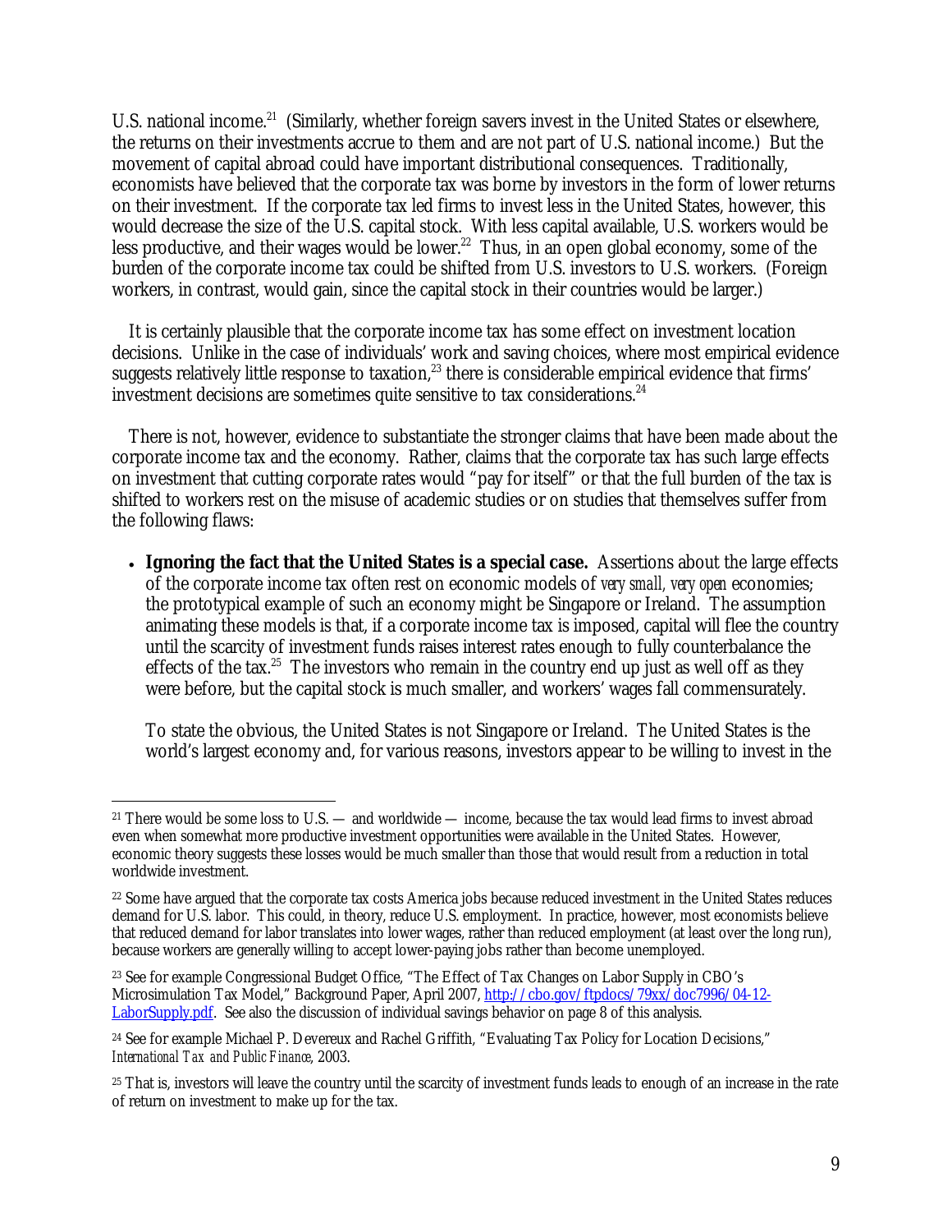U.S. national income.[21] (Similarly, whether foreign savers invest in the United States or elsewhere, the returns on their investments accrue to them and are not part of U.S. national income.) But the movement of capital abroad could have important distributional consequences. Traditionally, economists have believed that the corporate tax was borne by investors in the form of lower returns on their investment. If the corporate tax led firms to invest less in the United States, however, this would decrease the size of the U.S. capital stock. With less capital available, U.S. workers would be less productive, and their wages would be lower.[22] Thus, in an open global economy, some of the burden of the corporate income tax could be shifted from U.S. investors to U.S. workers. (Foreign workers, in contrast, would gain, since the capital stock in their countries would be larger.)

It is certainly plausible that the corporate income tax has some effect on investment location decisions. Unlike in the case of individuals' work and saving choices, where most empirical evidence suggests relatively little response to taxation,[23] there is considerable empirical evidence that firms' investment decisions are sometimes quite sensitive to tax considerations.[24]

There is not, however, evidence to substantiate the stronger claims that have been made about the corporate income tax and the economy. Rather, claims that the corporate tax has such large effects on investment that cutting corporate rates would "pay for itself" or that the full burden of the tax is shifted to workers rest on the misuse of academic studies or on studies that themselves suffer from the following flaws:

- **Ignoring the fact that the United States is a special case.** Assertions about the large effects of the corporate income tax often rest on economic models of *very small, very open* economies; the prototypical example of such an economy might be Singapore or Ireland. The assumption animating these models is that, if a corporate income tax is imposed, capital will flee the country until the scarcity of investment funds raises interest rates enough to fully counterbalance the effects of the tax.[25] The investors who remain in the country end up just as well off as they were before, but the capital stock is much smaller, and workers' wages fall commensurately.

  To state the obvious, the United States is not Singapore or Ireland. The United States is the world's largest economy and, for various reasons, investors appear to be willing to invest in the

---

[21] There would be some loss to U.S. — and worldwide — income, because the tax would lead firms to invest abroad even when somewhat more productive investment opportunities were available in the United States. However, economic theory suggests these losses would be much smaller than those that would result from a reduction in total worldwide investment.

[22] Some have argued that the corporate tax costs America jobs because reduced investment in the United States reduces demand for U.S. labor. This could, in theory, reduce U.S. employment. In practice, however, most economists believe that reduced demand for labor translates into lower wages, rather than reduced employment (at least over the long run), because workers are generally willing to accept lower-paying jobs rather than become unemployed.

[23] See for example Congressional Budget Office, "The Effect of Tax Changes on Labor Supply in CBO's Microsimulation Tax Model," Background Paper, April 2007, http://cbo.gov/ftpdocs/79xx/doc7996/04-12-LaborSupply.pdf. See also the discussion of individual savings behavior on page 8 of this analysis.

[24] See for example Michael P. Devereux and Rachel Griffith, "Evaluating Tax Policy for Location Decisions," *International Tax and Public Finance*, 2003.

[25] That is, investors will leave the country until the scarcity of investment funds leads to enough of an increase in the rate of return on investment to make up for the tax.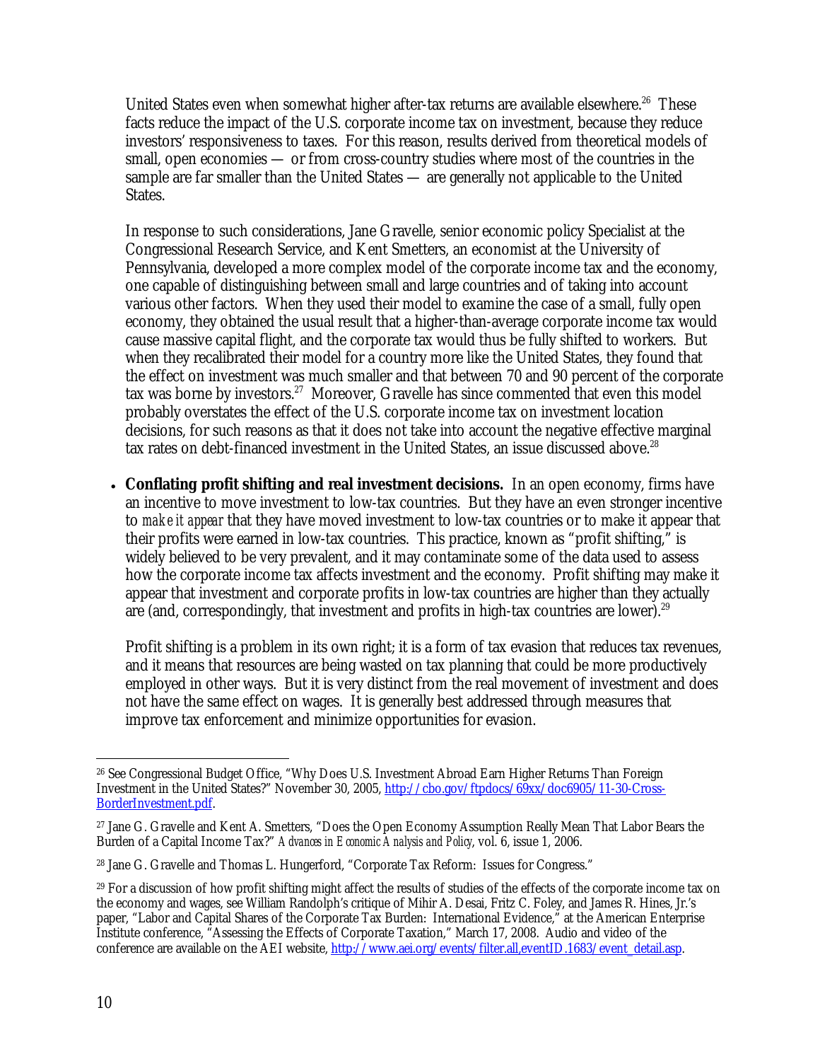United States even when somewhat higher after-tax returns are available elsewhere.[26] These facts reduce the impact of the U.S. corporate income tax on investment, because they reduce investors' responsiveness to taxes. For this reason, results derived from theoretical models of small, open economies — or from cross-country studies where most of the countries in the sample are far smaller than the United States — are generally not applicable to the United States.

In response to such considerations, Jane Gravelle, senior economic policy Specialist at the Congressional Research Service, and Kent Smetters, an economist at the University of Pennsylvania, developed a more complex model of the corporate income tax and the economy, one capable of distinguishing between small and large countries and of taking into account various other factors. When they used their model to examine the case of a small, fully open economy, they obtained the usual result that a higher-than-average corporate income tax would cause massive capital flight, and the corporate tax would thus be fully shifted to workers. But when they recalibrated their model for a country more like the United States, they found that the effect on investment was much smaller and that between 70 and 90 percent of the corporate tax was borne by investors.[27] Moreover, Gravelle has since commented that even this model probably overstates the effect of the U.S. corporate income tax on investment location decisions, for such reasons as that it does not take into account the negative effective marginal tax rates on debt-financed investment in the United States, an issue discussed above.[28]

- **Conflating profit shifting and real investment decisions.** In an open economy, firms have an incentive to move investment to low-tax countries. But they have an even stronger incentive to *make it appear* that they have moved investment to low-tax countries or to make it appear that their profits were earned in low-tax countries. This practice, known as "profit shifting," is widely believed to be very prevalent, and it may contaminate some of the data used to assess how the corporate income tax affects investment and the economy. Profit shifting may make it appear that investment and corporate profits in low-tax countries are higher than they actually are (and, correspondingly, that investment and profits in high-tax countries are lower).[29]

  Profit shifting is a problem in its own right; it is a form of tax evasion that reduces tax revenues, and it means that resources are being wasted on tax planning that could be more productively employed in other ways. But it is very distinct from the real movement of investment and does not have the same effect on wages. It is generally best addressed through measures that improve tax enforcement and minimize opportunities for evasion.

---

[26] See Congressional Budget Office, "Why Does U.S. Investment Abroad Earn Higher Returns Than Foreign Investment in the United States?" November 30, 2005, http://cbo.gov/ftpdocs/69xx/doc6905/11-30-Cross-BorderInvestment.pdf.

[27] Jane G. Gravelle and Kent A. Smetters, "Does the Open Economy Assumption Really Mean That Labor Bears the Burden of a Capital Income Tax?" *Advances in Economic Analysis and Policy*, vol. 6, issue 1, 2006.

[28] Jane G. Gravelle and Thomas L. Hungerford, "Corporate Tax Reform: Issues for Congress."

[29] For a discussion of how profit shifting might affect the results of studies of the effects of the corporate income tax on the economy and wages, see William Randolph's critique of Mihir A. Desai, Fritz C. Foley, and James R. Hines, Jr.'s paper, "Labor and Capital Shares of the Corporate Tax Burden: International Evidence," at the American Enterprise Institute conference, "Assessing the Effects of Corporate Taxation," March 17, 2008. Audio and video of the conference are available on the AEI website, http://www.aei.org/events/filter.all,eventID.1683/event_detail.asp.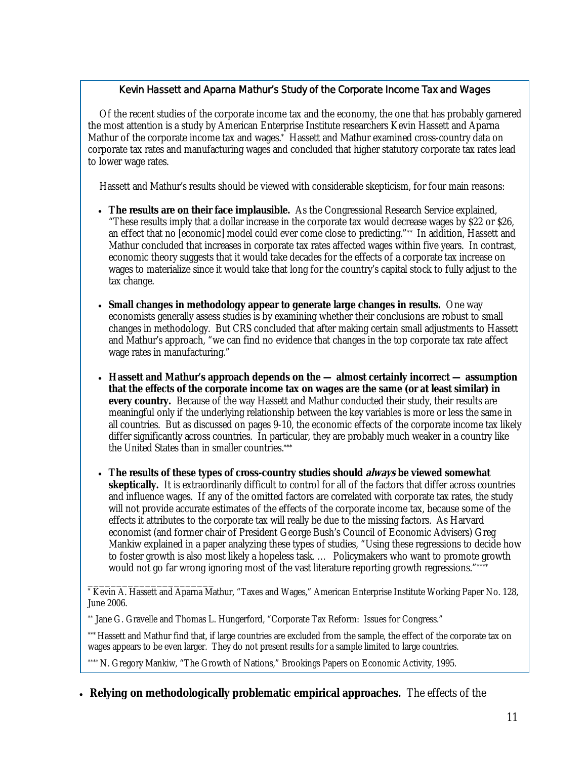### Kevin Hassett and Aparna Mathur's Study of the Corporate Income Tax and Wages

Of the recent studies of the corporate income tax and the economy, the one that has probably garnered the most attention is a study by American Enterprise Institute researchers Kevin Hassett and Aparna Mathur of the corporate income tax and wages.* Hassett and Mathur examined cross-country data on corporate tax rates and manufacturing wages and concluded that higher statutory corporate tax rates lead to lower wage rates.

Hassett and Mathur's results should be viewed with considerable skepticism, for four main reasons:

- **The results are on their face implausible.** As the Congressional Research Service explained, "These results imply that a dollar increase in the corporate tax would decrease wages by $22 or $26, an effect that no [economic] model could ever come close to predicting."** In addition, Hassett and Mathur concluded that increases in corporate tax rates affected wages within five years. In contrast, economic theory suggests that it would take decades for the effects of a corporate tax increase on wages to materialize since it would take that long for the country's capital stock to fully adjust to the tax change.

- **Small changes in methodology appear to generate large changes in results.** One way economists generally assess studies is by examining whether their conclusions are robust to small changes in methodology. But CRS concluded that after making certain small adjustments to Hassett and Mathur's approach, "we can find no evidence that changes in the top corporate tax rate affect wage rates in manufacturing."

- **Hassett and Mathur's approach depends on the — almost certainly incorrect — assumption that the effects of the corporate income tax on wages are the same (or at least similar) in every country.** Because of the way Hassett and Mathur conducted their study, their results are meaningful only if the underlying relationship between the key variables is more or less the same in all countries. But as discussed on pages 9-10, the economic effects of the corporate income tax likely differ significantly across countries. In particular, they are probably much weaker in a country like the United States than in smaller countries.***

- **The results of these types of cross-country studies should *always* be viewed somewhat skeptically.** It is extraordinarily difficult to control for all of the factors that differ across countries and influence wages. If any of the omitted factors are correlated with corporate tax rates, the study will not provide accurate estimates of the effects of the corporate income tax, because some of the effects it attributes to the corporate tax will really be due to the missing factors. As Harvard economist (and former chair of President George Bush's Council of Economic Advisers) Greg Mankiw explained in a paper analyzing these types of studies, "Using these regressions to decide how to foster growth is also most likely a hopeless task. … Policymakers who want to promote growth would not go far wrong ignoring most of the vast literature reporting growth regressions."****

---

* Kevin A. Hassett and Aparna Mathur, "Taxes and Wages," American Enterprise Institute Working Paper No. 128, June 2006.

** Jane G. Gravelle and Thomas L. Hungerford, "Corporate Tax Reform: Issues for Congress."

*** Hassett and Mathur find that, if large countries are excluded from the sample, the effect of the corporate tax on wages appears to be even larger. They do not present results for a sample limited to large countries.

**** N. Gregory Mankiw, "The Growth of Nations," Brookings Papers on Economic Activity, 1995.

- **Relying on methodologically problematic empirical approaches.** The effects of the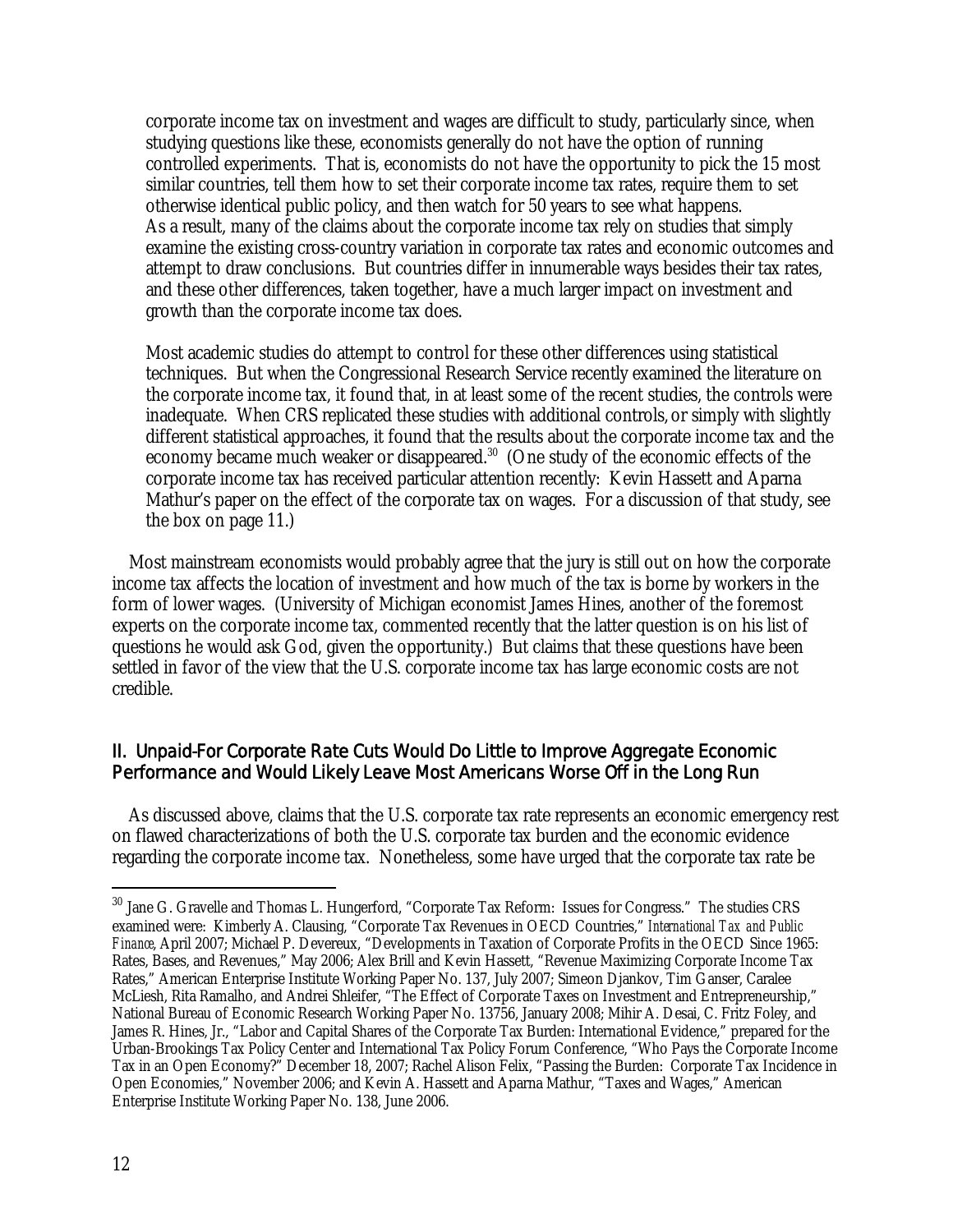corporate income tax on investment and wages are difficult to study, particularly since, when studying questions like these, economists generally do not have the option of running controlled experiments. That is, economists do not have the opportunity to pick the 15 most similar countries, tell them how to set their corporate income tax rates, require them to set otherwise identical public policy, and then watch for 50 years to see what happens. As a result, many of the claims about the corporate income tax rely on studies that simply examine the existing cross-country variation in corporate tax rates and economic outcomes and attempt to draw conclusions. But countries differ in innumerable ways besides their tax rates, and these other differences, taken together, have a much larger impact on investment and growth than the corporate income tax does.

Most academic studies do attempt to control for these other differences using statistical techniques. But when the Congressional Research Service recently examined the literature on the corporate income tax, it found that, in at least some of the recent studies, the controls were inadequate. When CRS replicated these studies with additional controls, or simply with slightly different statistical approaches, it found that the results about the corporate income tax and the economy became much weaker or disappeared.[30] (One study of the economic effects of the corporate income tax has received particular attention recently: Kevin Hassett and Aparna Mathur's paper on the effect of the corporate tax on wages. For a discussion of that study, see the box on page 11.)

Most mainstream economists would probably agree that the jury is still out on how the corporate income tax affects the location of investment and how much of the tax is borne by workers in the form of lower wages. (University of Michigan economist James Hines, another of the foremost experts on the corporate income tax, commented recently that the latter question is on his list of questions he would ask God, given the opportunity.) But claims that these questions have been settled in favor of the view that the U.S. corporate income tax has large economic costs are not credible.

## II. Unpaid-For Corporate Rate Cuts Would Do Little to Improve Aggregate Economic Performance and Would Likely Leave Most Americans Worse Off in the Long Run

As discussed above, claims that the U.S. corporate tax rate represents an economic emergency rest on flawed characterizations of both the U.S. corporate tax burden and the economic evidence regarding the corporate income tax. Nonetheless, some have urged that the corporate tax rate be

---

[30] Jane G. Gravelle and Thomas L. Hungerford, "Corporate Tax Reform: Issues for Congress." The studies CRS examined were: Kimberly A. Clausing, "Corporate Tax Revenues in OECD Countries," *International Tax and Public Finance*, April 2007; Michael P. Devereux, "Developments in Taxation of Corporate Profits in the OECD Since 1965: Rates, Bases, and Revenues," May 2006; Alex Brill and Kevin Hassett, "Revenue Maximizing Corporate Income Tax Rates," American Enterprise Institute Working Paper No. 137, July 2007; Simeon Djankov, Tim Ganser, Caralee McLiesh, Rita Ramalho, and Andrei Shleifer, "The Effect of Corporate Taxes on Investment and Entrepreneurship," National Bureau of Economic Research Working Paper No. 13756, January 2008; Mihir A. Desai, C. Fritz Foley, and James R. Hines, Jr., "Labor and Capital Shares of the Corporate Tax Burden: International Evidence," prepared for the Urban-Brookings Tax Policy Center and International Tax Policy Forum Conference, "Who Pays the Corporate Income Tax in an Open Economy?" December 18, 2007; Rachel Alison Felix, "Passing the Burden: Corporate Tax Incidence in Open Economies," November 2006; and Kevin A. Hassett and Aparna Mathur, "Taxes and Wages," American Enterprise Institute Working Paper No. 138, June 2006.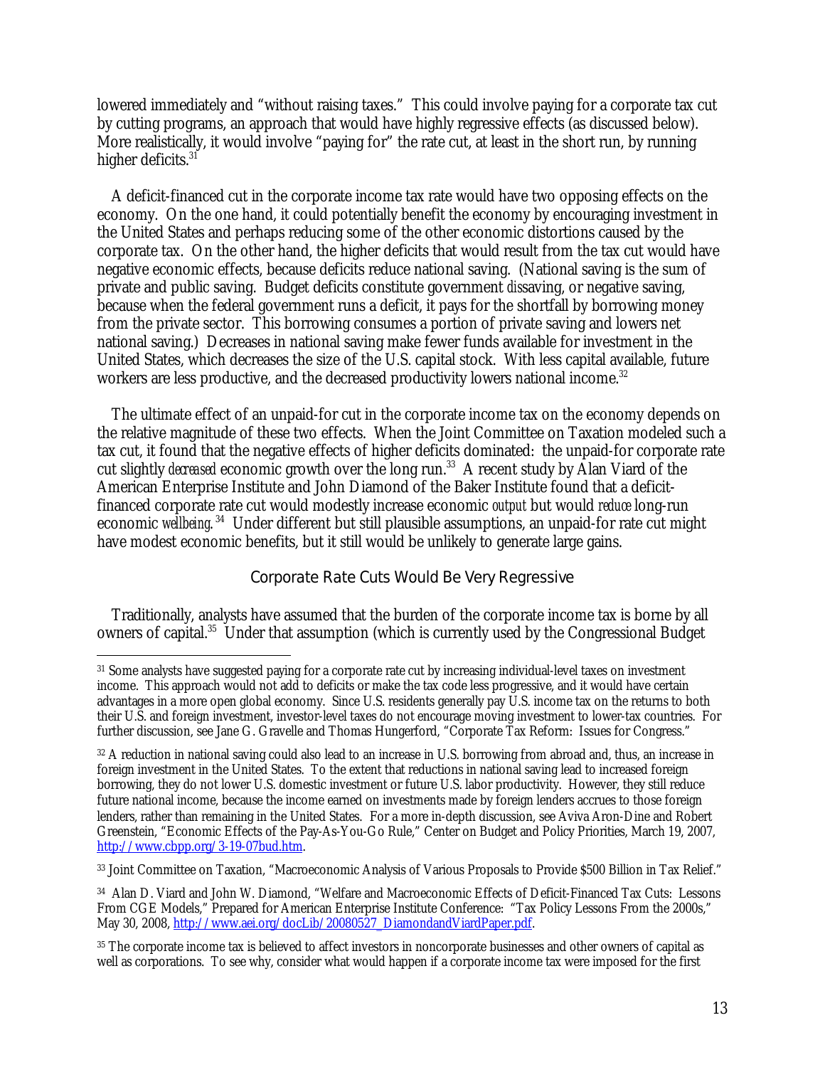lowered immediately and "without raising taxes." This could involve paying for a corporate tax cut by cutting programs, an approach that would have highly regressive effects (as discussed below). More realistically, it would involve "paying for" the rate cut, at least in the short run, by running higher deficits.[31]

A deficit-financed cut in the corporate income tax rate would have two opposing effects on the economy. On the one hand, it could potentially benefit the economy by encouraging investment in the United States and perhaps reducing some of the other economic distortions caused by the corporate tax. On the other hand, the higher deficits that would result from the tax cut would have negative economic effects, because deficits reduce national saving. (National saving is the sum of private and public saving. Budget deficits constitute government *dis*saving, or negative saving, because when the federal government runs a deficit, it pays for the shortfall by borrowing money from the private sector. This borrowing consumes a portion of private saving and lowers net national saving.) Decreases in national saving make fewer funds available for investment in the United States, which decreases the size of the U.S. capital stock. With less capital available, future workers are less productive, and the decreased productivity lowers national income.[32]

The ultimate effect of an unpaid-for cut in the corporate income tax on the economy depends on the relative magnitude of these two effects. When the Joint Committee on Taxation modeled such a tax cut, it found that the negative effects of higher deficits dominated: the unpaid-for corporate rate cut slightly *decreased* economic growth over the long run.[33] A recent study by Alan Viard of the American Enterprise Institute and John Diamond of the Baker Institute found that a deficit-financed corporate rate cut would modestly increase economic *output* but would *reduce* long-run economic *wellbeing*.[34] Under different but still plausible assumptions, an unpaid-for rate cut might have modest economic benefits, but it still would be unlikely to generate large gains.

### Corporate Rate Cuts Would Be Very Regressive

Traditionally, analysts have assumed that the burden of the corporate income tax is borne by all owners of capital.[35] Under that assumption (which is currently used by the Congressional Budget

---

[31] Some analysts have suggested paying for a corporate rate cut by increasing individual-level taxes on investment income. This approach would not add to deficits or make the tax code less progressive, and it would have certain advantages in a more open global economy. Since U.S. residents generally pay U.S. income tax on the returns to both their U.S. and foreign investment, investor-level taxes do not encourage moving investment to lower-tax countries. For further discussion, see Jane G. Gravelle and Thomas Hungerford, "Corporate Tax Reform: Issues for Congress."

[32] A reduction in national saving could also lead to an increase in U.S. borrowing from abroad and, thus, an increase in foreign investment in the United States. To the extent that reductions in national saving lead to increased foreign borrowing, they do not lower U.S. domestic investment or future U.S. labor productivity. However, they still reduce future national income, because the income earned on investments made by foreign lenders accrues to those foreign lenders, rather than remaining in the United States. For a more in-depth discussion, see Aviva Aron-Dine and Robert Greenstein, "Economic Effects of the Pay-As-You-Go Rule," Center on Budget and Policy Priorities, March 19, 2007, http://www.cbpp.org/3-19-07bud.htm.

[33] Joint Committee on Taxation, "Macroeconomic Analysis of Various Proposals to Provide $500 Billion in Tax Relief."

[34] Alan D. Viard and John W. Diamond, "Welfare and Macroeconomic Effects of Deficit-Financed Tax Cuts: Lessons From CGE Models," Prepared for American Enterprise Institute Conference: "Tax Policy Lessons From the 2000s," May 30, 2008, http://www.aei.org/docLib/20080527_DiamondandViardPaper.pdf.

[35] The corporate income tax is believed to affect investors in noncorporate businesses and other owners of capital as well as corporations. To see why, consider what would happen if a corporate income tax were imposed for the first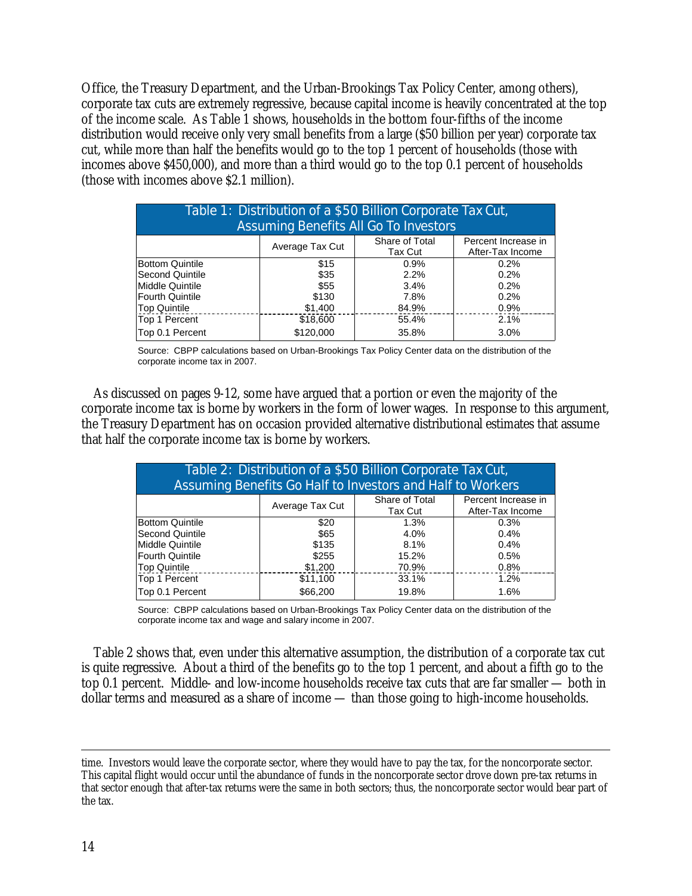Office, the Treasury Department, and the Urban-Brookings Tax Policy Center, among others), corporate tax cuts are extremely regressive, because capital income is heavily concentrated at the top of the income scale. As Table 1 shows, households in the bottom four-fifths of the income distribution would receive only very small benefits from a large ($50 billion per year) corporate tax cut, while more than half the benefits would go to the top 1 percent of households (those with incomes above $450,000), and more than a third would go to the top 0.1 percent of households (those with incomes above $2.1 million).

**Table 1: Distribution of a $50 Billion Corporate Tax Cut, Assuming Benefits All Go To Investors**

| | Average Tax Cut | Share of Total Tax Cut | Percent Increase in After-Tax Income |
|---|---|---|---|
| Bottom Quintile | $15 | 0.9% | 0.2% |
| Second Quintile | $35 | 2.2% | 0.2% |
| Middle Quintile | $55 | 3.4% | 0.2% |
| Fourth Quintile | $130 | 7.8% | 0.2% |
| Top Quintile | $1,400 | 84.9% | 0.9% |
| Top 1 Percent | $18,600 | 55.4% | 2.1% |
| Top 0.1 Percent | $120,000 | 35.8% | 3.0% |

Source: CBPP calculations based on Urban-Brookings Tax Policy Center data on the distribution of the corporate income tax in 2007.

As discussed on pages 9-12, some have argued that a portion or even the majority of the corporate income tax is borne by workers in the form of lower wages. In response to this argument, the Treasury Department has on occasion provided alternative distributional estimates that assume that half the corporate income tax is borne by workers.

**Table 2: Distribution of a $50 Billion Corporate Tax Cut, Assuming Benefits Go Half to Investors and Half to Workers**

| | Average Tax Cut | Share of Total Tax Cut | Percent Increase in After-Tax Income |
|---|---|---|---|
| Bottom Quintile | $20 | 1.3% | 0.3% |
| Second Quintile | $65 | 4.0% | 0.4% |
| Middle Quintile | $135 | 8.1% | 0.4% |
| Fourth Quintile | $255 | 15.2% | 0.5% |
| Top Quintile | $1,200 | 70.9% | 0.8% |
| Top 1 Percent | $11,100 | 33.1% | 1.2% |
| Top 0.1 Percent | $66,200 | 19.8% | 1.6% |

Source: CBPP calculations based on Urban-Brookings Tax Policy Center data on the distribution of the corporate income tax and wage and salary income in 2007.

Table 2 shows that, even under this alternative assumption, the distribution of a corporate tax cut is quite regressive. About a third of the benefits go to the top 1 percent, and about a fifth go to the top 0.1 percent. Middle- and low-income households receive tax cuts that are far smaller — both in dollar terms and measured as a share of income — than those going to high-income households.

---

time. Investors would leave the corporate sector, where they would have to pay the tax, for the noncorporate sector. This capital flight would occur until the abundance of funds in the noncorporate sector drove down pre-tax returns in that sector enough that after-tax returns were the same in both sectors; thus, the noncorporate sector would bear part of the tax.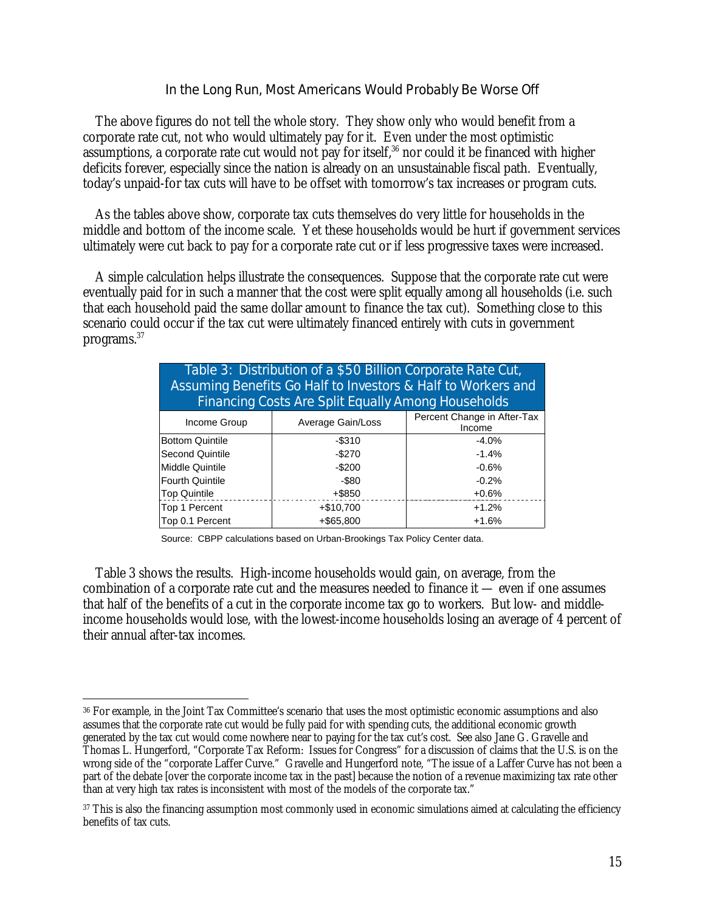### In the Long Run, Most Americans Would Probably Be Worse Off

The above figures do not tell the whole story. They show only who would benefit from a corporate rate cut, not who would ultimately pay for it. Even under the most optimistic assumptions, a corporate rate cut would not pay for itself,[36] nor could it be financed with higher deficits forever, especially since the nation is already on an unsustainable fiscal path. Eventually, today's unpaid-for tax cuts will have to be offset with tomorrow's tax increases or program cuts.

As the tables above show, corporate tax cuts themselves do very little for households in the middle and bottom of the income scale. Yet these households would be hurt if government services ultimately were cut back to pay for a corporate rate cut or if less progressive taxes were increased.

A simple calculation helps illustrate the consequences. Suppose that the corporate rate cut were eventually paid for in such a manner that the cost were split equally among all households (i.e. such that each household paid the same dollar amount to finance the tax cut). Something close to this scenario could occur if the tax cut were ultimately financed entirely with cuts in government programs.[37]

**Table 3: Distribution of a $50 Billion Corporate Rate Cut, Assuming Benefits Go Half to Investors & Half to Workers and Financing Costs Are Split Equally Among Households**

| Income Group | Average Gain/Loss | Percent Change in After-Tax Income |
|---|---|---|
| Bottom Quintile | -$310 | -4.0% |
| Second Quintile | -$270 | -1.4% |
| Middle Quintile | -$200 | -0.6% |
| Fourth Quintile | -$80 | -0.2% |
| Top Quintile | +$850 | +0.6% |
| Top 1 Percent | +$10,700 | +1.2% |
| Top 0.1 Percent | +$65,800 | +1.6% |

Source: CBPP calculations based on Urban-Brookings Tax Policy Center data.

Table 3 shows the results. High-income households would gain, on average, from the combination of a corporate rate cut and the measures needed to finance it — even if one assumes that half of the benefits of a cut in the corporate income tax go to workers. But low- and middle-income households would lose, with the lowest-income households losing an average of 4 percent of their annual after-tax incomes.

---

[36] For example, in the Joint Tax Committee's scenario that uses the most optimistic economic assumptions and also assumes that the corporate rate cut would be fully paid for with spending cuts, the additional economic growth generated by the tax cut would come nowhere near to paying for the tax cut's cost. See also Jane G. Gravelle and Thomas L. Hungerford, "Corporate Tax Reform: Issues for Congress" for a discussion of claims that the U.S. is on the wrong side of the "corporate Laffer Curve." Gravelle and Hungerford note, "The issue of a Laffer Curve has not been a part of the debate [over the corporate income tax in the past] because the notion of a revenue maximizing tax rate other than at very high tax rates is inconsistent with most of the models of the corporate tax."

[37] This is also the financing assumption most commonly used in economic simulations aimed at calculating the efficiency benefits of tax cuts.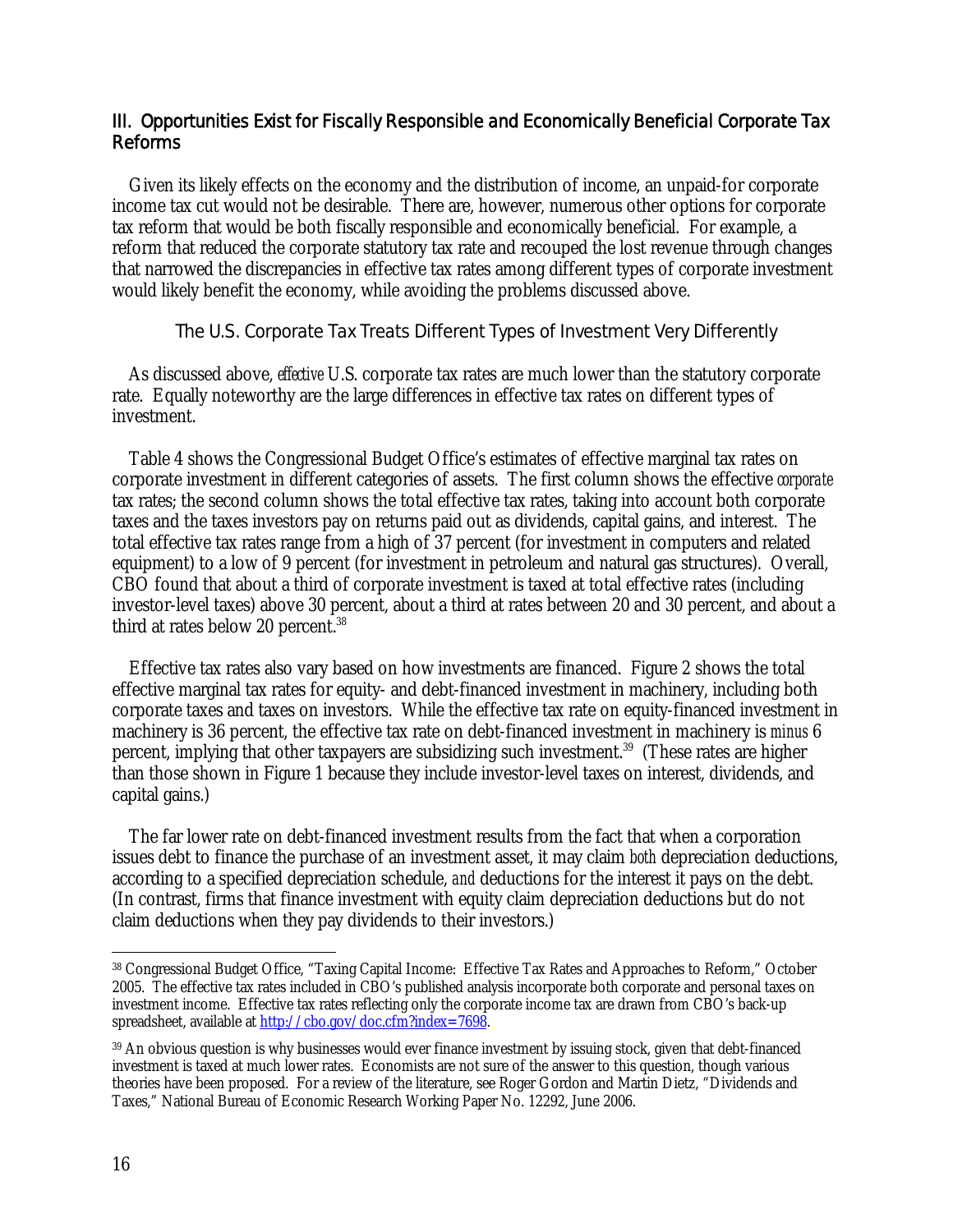## III. Opportunities Exist for Fiscally Responsible and Economically Beneficial Corporate Tax Reforms

Given its likely effects on the economy and the distribution of income, an unpaid-for corporate income tax cut would not be desirable. There are, however, numerous other options for corporate tax reform that would be both fiscally responsible and economically beneficial. For example, a reform that reduced the corporate statutory tax rate and recouped the lost revenue through changes that narrowed the discrepancies in effective tax rates among different types of corporate investment would likely benefit the economy, while avoiding the problems discussed above.

### The U.S. Corporate Tax Treats Different Types of Investment Very Differently

As discussed above, *effective* U.S. corporate tax rates are much lower than the statutory corporate rate. Equally noteworthy are the large differences in effective tax rates on different types of investment.

Table 4 shows the Congressional Budget Office's estimates of effective marginal tax rates on corporate investment in different categories of assets. The first column shows the effective *corporate* tax rates; the second column shows the total effective tax rates, taking into account both corporate taxes and the taxes investors pay on returns paid out as dividends, capital gains, and interest. The total effective tax rates range from a high of 37 percent (for investment in computers and related equipment) to a low of 9 percent (for investment in petroleum and natural gas structures). Overall, CBO found that about a third of corporate investment is taxed at total effective rates (including investor-level taxes) above 30 percent, about a third at rates between 20 and 30 percent, and about a third at rates below 20 percent.[38]

Effective tax rates also vary based on how investments are financed. Figure 2 shows the total effective marginal tax rates for equity- and debt-financed investment in machinery, including both corporate taxes and taxes on investors. While the effective tax rate on equity-financed investment in machinery is 36 percent, the effective tax rate on debt-financed investment in machinery is *minus* 6 percent, implying that other taxpayers are subsidizing such investment.[39] (These rates are higher than those shown in Figure 1 because they include investor-level taxes on interest, dividends, and capital gains.)

The far lower rate on debt-financed investment results from the fact that when a corporation issues debt to finance the purchase of an investment asset, it may claim *both* depreciation deductions, according to a specified depreciation schedule, *and* deductions for the interest it pays on the debt. (In contrast, firms that finance investment with equity claim depreciation deductions but do not claim deductions when they pay dividends to their investors.)

---

[38] Congressional Budget Office, "Taxing Capital Income: Effective Tax Rates and Approaches to Reform," October 2005. The effective tax rates included in CBO's published analysis incorporate both corporate and personal taxes on investment income. Effective tax rates reflecting only the corporate income tax are drawn from CBO's back-up spreadsheet, available at http://cbo.gov/doc.cfm?index=7698.

[39] An obvious question is why businesses would ever finance investment by issuing stock, given that debt-financed investment is taxed at much lower rates. Economists are not sure of the answer to this question, though various theories have been proposed. For a review of the literature, see Roger Gordon and Martin Dietz, "Dividends and Taxes," National Bureau of Economic Research Working Paper No. 12292, June 2006.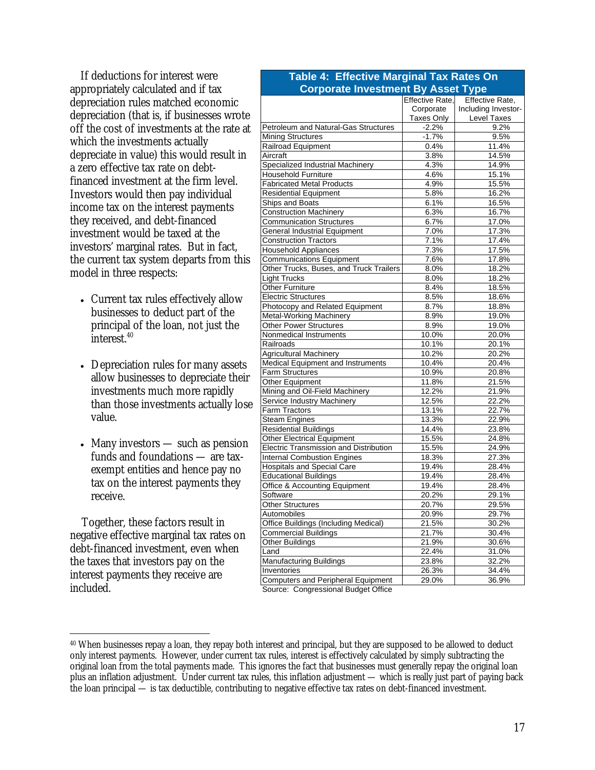If deductions for interest were appropriately calculated and if tax depreciation rules matched economic depreciation (that is, if businesses wrote off the cost of investments at the rate at which the investments actually depreciate in value) this would result in a zero effective tax rate on debt-financed investment at the firm level. Investors would then pay individual income tax on the interest payments they received, and debt-financed investment would be taxed at the investors' marginal rates. But in fact, the current tax system departs from this model in three respects:

- Current tax rules effectively allow businesses to deduct part of the principal of the loan, not just the interest.[40]
- Depreciation rules for many assets allow businesses to depreciate their investments much more rapidly than those investments actually lose value.
- Many investors — such as pension funds and foundations — are tax-exempt entities and hence pay no tax on the interest payments they receive.

Together, these factors result in negative effective marginal tax rates on debt-financed investment, even when the taxes that investors pay on the interest payments they receive are included.

**Table 4: Effective Marginal Tax Rates On Corporate Investment By Asset Type**

| | Effective Rate, Corporate Taxes Only | Effective Rate, Including Investor-Level Taxes |
|---|---|---|
| Petroleum and Natural-Gas Structures | -2.2% | 9.2% |
| Mining Structures | -1.7% | 9.5% |
| Railroad Equipment | 0.4% | 11.4% |
| Aircraft | 3.8% | 14.5% |
| Specialized Industrial Machinery | 4.3% | 14.9% |
| Household Furniture | 4.6% | 15.1% |
| Fabricated Metal Products | 4.9% | 15.5% |
| Residential Equipment | 5.8% | 16.2% |
| Ships and Boats | 6.1% | 16.5% |
| Construction Machinery | 6.3% | 16.7% |
| Communication Structures | 6.7% | 17.0% |
| General Industrial Equipment | 7.0% | 17.3% |
| Construction Tractors | 7.1% | 17.4% |
| Household Appliances | 7.3% | 17.5% |
| Communications Equipment | 7.6% | 17.8% |
| Other Trucks, Buses, and Truck Trailers | 8.0% | 18.2% |
| Light Trucks | 8.0% | 18.2% |
| Other Furniture | 8.4% | 18.5% |
| Electric Structures | 8.5% | 18.6% |
| Photocopy and Related Equipment | 8.7% | 18.8% |
| Metal-Working Machinery | 8.9% | 19.0% |
| Other Power Structures | 8.9% | 19.0% |
| Nonmedical Instruments | 10.0% | 20.0% |
| Railroads | 10.1% | 20.1% |
| Agricultural Machinery | 10.2% | 20.2% |
| Medical Equipment and Instruments | 10.4% | 20.4% |
| Farm Structures | 10.9% | 20.8% |
| Other Equipment | 11.8% | 21.5% |
| Mining and Oil-Field Machinery | 12.2% | 21.9% |
| Service Industry Machinery | 12.5% | 22.2% |
| Farm Tractors | 13.1% | 22.7% |
| Steam Engines | 13.3% | 22.9% |
| Residential Buildings | 14.4% | 23.8% |
| Other Electrical Equipment | 15.5% | 24.8% |
| Electric Transmission and Distribution | 15.5% | 24.9% |
| Internal Combustion Engines | 18.3% | 27.3% |
| Hospitals and Special Care | 19.4% | 28.4% |
| Educational Buildings | 19.4% | 28.4% |
| Office & Accounting Equipment | 19.4% | 28.4% |
| Software | 20.2% | 29.1% |
| Other Structures | 20.7% | 29.5% |
| Automobiles | 20.9% | 29.7% |
| Office Buildings (Including Medical) | 21.5% | 30.2% |
| Commercial Buildings | 21.7% | 30.4% |
| Other Buildings | 21.9% | 30.6% |
| Land | 22.4% | 31.0% |
| Manufacturing Buildings | 23.8% | 32.2% |
| Inventories | 26.3% | 34.4% |
| Computers and Peripheral Equipment | 29.0% | 36.9% |

Source: Congressional Budget Office

[40] When businesses repay a loan, they repay both interest and principal, but they are supposed to be allowed to deduct only interest payments. However, under current tax rules, interest is effectively calculated by simply subtracting the original loan from the total payments made. This ignores the fact that businesses must generally repay the original loan plus an inflation adjustment. Under current tax rules, this inflation adjustment — which is really just part of paying back the loan principal — is tax deductible, contributing to negative effective tax rates on debt-financed investment.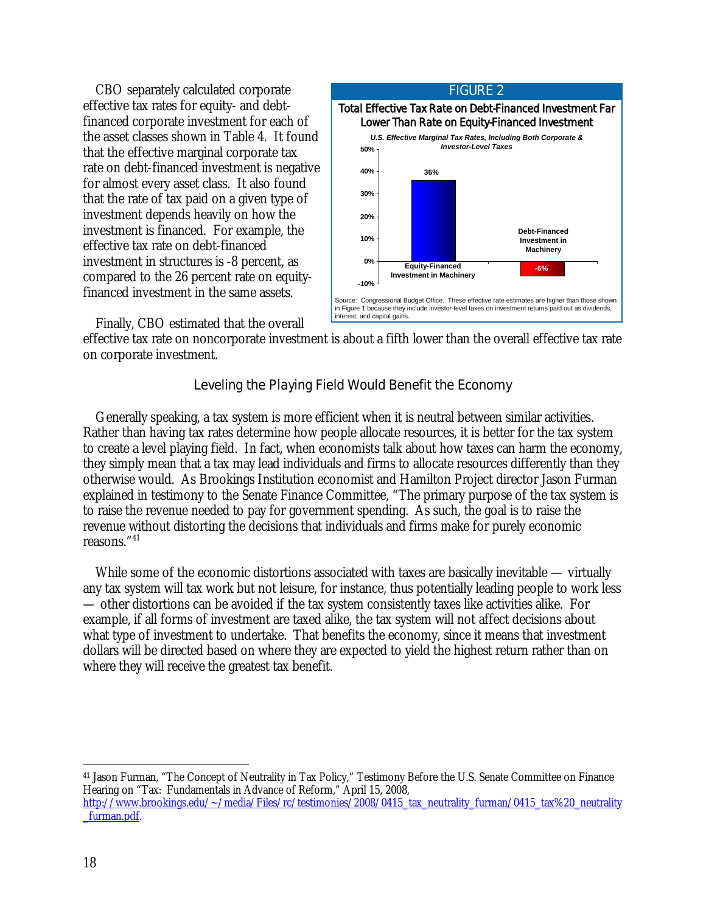CBO separately calculated corporate effective tax rates for equity- and debt-financed corporate investment for each of the asset classes shown in Table 4. It found that the effective marginal corporate tax rate on debt-financed investment is negative for almost every asset class. It also found that the rate of tax paid on a given type of investment depends heavily on how the investment is financed. For example, the effective tax rate on debt-financed investment in structures is -8 percent, as compared to the 26 percent rate on equity-financed investment in the same assets.

**FIGURE 2**

**Total Effective Tax Rate on Debt-Financed Investment Far Lower Than Rate on Equity-Financed Investment**

*U.S. Effective Marginal Tax Rates, Including Both Corporate & Investor-Level Taxes*

| | Rate |
|---|---|
| Equity-Financed Investment in Machinery | 36% |
| Debt-Financed Investment in Machinery | -6% |

Source: Congressional Budget Office. These effective rate estimates are higher than those shown in Figure 1 because they include investor-level taxes on investment returns paid out as dividends, interest, and capital gains.

Finally, CBO estimated that the overall effective tax rate on noncorporate investment is about a fifth lower than the overall effective tax rate on corporate investment.

## Leveling the Playing Field Would Benefit the Economy

Generally speaking, a tax system is more efficient when it is neutral between similar activities. Rather than having tax rates determine how people allocate resources, it is better for the tax system to create a level playing field. In fact, when economists talk about how taxes can harm the economy, they simply mean that a tax may lead individuals and firms to allocate resources differently than they otherwise would. As Brookings Institution economist and Hamilton Project director Jason Furman explained in testimony to the Senate Finance Committee, "The primary purpose of the tax system is to raise the revenue needed to pay for government spending. As such, the goal is to raise the revenue without distorting the decisions that individuals and firms make for purely economic reasons."[41]

While some of the economic distortions associated with taxes are basically inevitable — virtually any tax system will tax work but not leisure, for instance, thus potentially leading people to work less — other distortions can be avoided if the tax system consistently taxes like activities alike. For example, if all forms of investment are taxed alike, the tax system will not affect decisions about what type of investment to undertake. That benefits the economy, since it means that investment dollars will be directed based on where they are expected to yield the highest return rather than on where they will receive the greatest tax benefit.

---

[41] Jason Furman, "The Concept of Neutrality in Tax Policy," Testimony Before the U.S. Senate Committee on Finance Hearing on "Tax: Fundamentals in Advance of Reform," April 15, 2008, http://www.brookings.edu/~/media/Files/rc/testimonies/2008/0415_tax_neutrality_furman/0415_tax%20_neutrality_furman.pdf.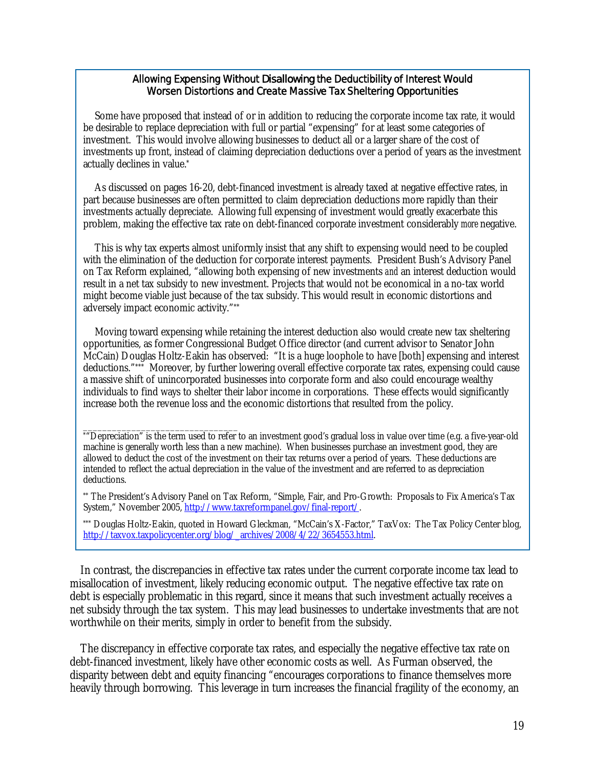### Allowing Expensing Without Disallowing the Deductibility of Interest Would Worsen Distortions and Create Massive Tax Sheltering Opportunities

Some have proposed that instead of or in addition to reducing the corporate income tax rate, it would be desirable to replace depreciation with full or partial "expensing" for at least some categories of investment. This would involve allowing businesses to deduct all or a larger share of the cost of investments up front, instead of claiming depreciation deductions over a period of years as the investment actually declines in value.[*]

As discussed on pages 16-20, debt-financed investment is already taxed at negative effective rates, in part because businesses are often permitted to claim depreciation deductions more rapidly than their investments actually depreciate. Allowing full expensing of investment would greatly exacerbate this problem, making the effective tax rate on debt-financed corporate investment considerably *more* negative.

This is why tax experts almost uniformly insist that any shift to expensing would need to be coupled with the elimination of the deduction for corporate interest payments. President Bush's Advisory Panel on Tax Reform explained, "allowing both expensing of new investments *and* an interest deduction would result in a net tax subsidy to new investment. Projects that would not be economical in a no-tax world might become viable just because of the tax subsidy. This would result in economic distortions and adversely impact economic activity."[**]

Moving toward expensing while retaining the interest deduction also would create new tax sheltering opportunities, as former Congressional Budget Office director (and current advisor to Senator John McCain) Douglas Holtz-Eakin has observed: "It is a huge loophole to have [both] expensing and interest deductions."[***] Moreover, by further lowering overall effective corporate tax rates, expensing could cause a massive shift of unincorporated businesses into corporate form and also could encourage wealthy individuals to find ways to shelter their labor income in corporations. These effects would significantly increase both the revenue loss and the economic distortions that resulted from the policy.

______________________________

[*] "Depreciation" is the term used to refer to an investment good's gradual loss in value over time (e.g. a five-year-old machine is generally worth less than a new machine). When businesses purchase an investment good, they are allowed to deduct the cost of the investment on their tax returns over a period of years. These deductions are intended to reflect the actual depreciation in the value of the investment and are referred to as depreciation deductions.

[**] The President's Advisory Panel on Tax Reform, "Simple, Fair, and Pro-Growth: Proposals to Fix America's Tax System," November 2005, http://www.taxreformpanel.gov/final-report/.

[***] Douglas Holtz-Eakin, quoted in Howard Gleckman, "McCain's X-Factor," TaxVox: The Tax Policy Center blog, http://taxvox.taxpolicycenter.org/blog/_archives/2008/4/22/3654553.html.

In contrast, the discrepancies in effective tax rates under the current corporate income tax lead to misallocation of investment, likely reducing economic output. The negative effective tax rate on debt is especially problematic in this regard, since it means that such investment actually receives a net subsidy through the tax system. This may lead businesses to undertake investments that are not worthwhile on their merits, simply in order to benefit from the subsidy.

The discrepancy in effective corporate tax rates, and especially the negative effective tax rate on debt-financed investment, likely have other economic costs as well. As Furman observed, the disparity between debt and equity financing "encourages corporations to finance themselves more heavily through borrowing. This leverage in turn increases the financial fragility of the economy, an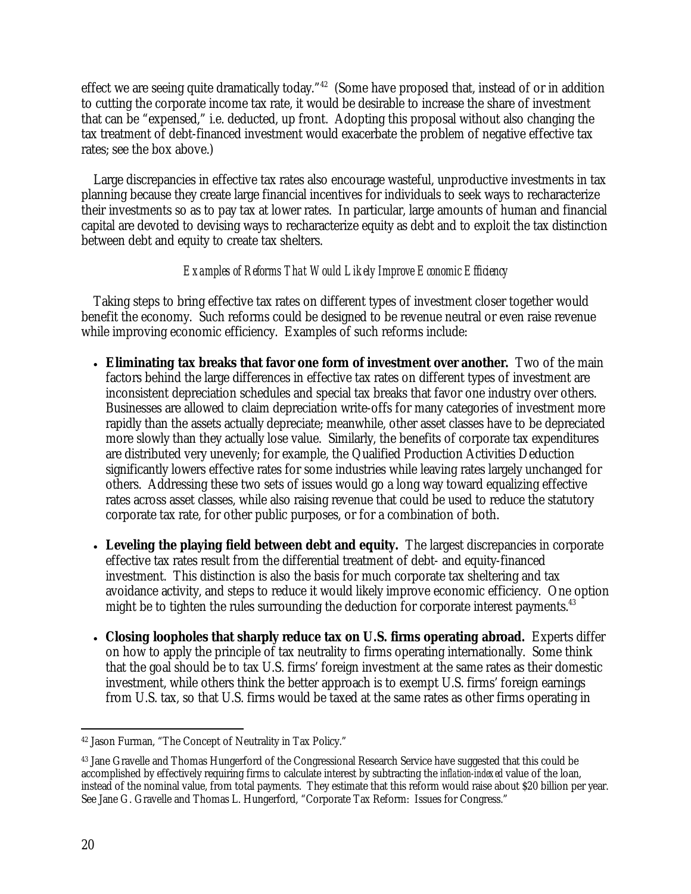effect we are seeing quite dramatically today."[42] (Some have proposed that, instead of or in addition to cutting the corporate income tax rate, it would be desirable to increase the share of investment that can be "expensed," i.e. deducted, up front. Adopting this proposal without also changing the tax treatment of debt-financed investment would exacerbate the problem of negative effective tax rates; see the box above.)

Large discrepancies in effective tax rates also encourage wasteful, unproductive investments in tax planning because they create large financial incentives for individuals to seek ways to recharacterize their investments so as to pay tax at lower rates. In particular, large amounts of human and financial capital are devoted to devising ways to recharacterize equity as debt and to exploit the tax distinction between debt and equity to create tax shelters.

*Examples of Reforms That Would Likely Improve Economic Efficiency*

Taking steps to bring effective tax rates on different types of investment closer together would benefit the economy. Such reforms could be designed to be revenue neutral or even raise revenue while improving economic efficiency. Examples of such reforms include:

- **Eliminating tax breaks that favor one form of investment over another.** Two of the main factors behind the large differences in effective tax rates on different types of investment are inconsistent depreciation schedules and special tax breaks that favor one industry over others. Businesses are allowed to claim depreciation write-offs for many categories of investment more rapidly than the assets actually depreciate; meanwhile, other asset classes have to be depreciated more slowly than they actually lose value. Similarly, the benefits of corporate tax expenditures are distributed very unevenly; for example, the Qualified Production Activities Deduction significantly lowers effective rates for some industries while leaving rates largely unchanged for others. Addressing these two sets of issues would go a long way toward equalizing effective rates across asset classes, while also raising revenue that could be used to reduce the statutory corporate tax rate, for other public purposes, or for a combination of both.

- **Leveling the playing field between debt and equity.** The largest discrepancies in corporate effective tax rates result from the differential treatment of debt- and equity-financed investment. This distinction is also the basis for much corporate tax sheltering and tax avoidance activity, and steps to reduce it would likely improve economic efficiency. One option might be to tighten the rules surrounding the deduction for corporate interest payments.[43]

- **Closing loopholes that sharply reduce tax on U.S. firms operating abroad.** Experts differ on how to apply the principle of tax neutrality to firms operating internationally. Some think that the goal should be to tax U.S. firms' foreign investment at the same rates as their domestic investment, while others think the better approach is to exempt U.S. firms' foreign earnings from U.S. tax, so that U.S. firms would be taxed at the same rates as other firms operating in

[42] Jason Furman, "The Concept of Neutrality in Tax Policy."

[43] Jane Gravelle and Thomas Hungerford of the Congressional Research Service have suggested that this could be accomplished by effectively requiring firms to calculate interest by subtracting the *inflation-indexed* value of the loan, instead of the nominal value, from total payments. They estimate that this reform would raise about $20 billion per year. See Jane G. Gravelle and Thomas L. Hungerford, "Corporate Tax Reform: Issues for Congress."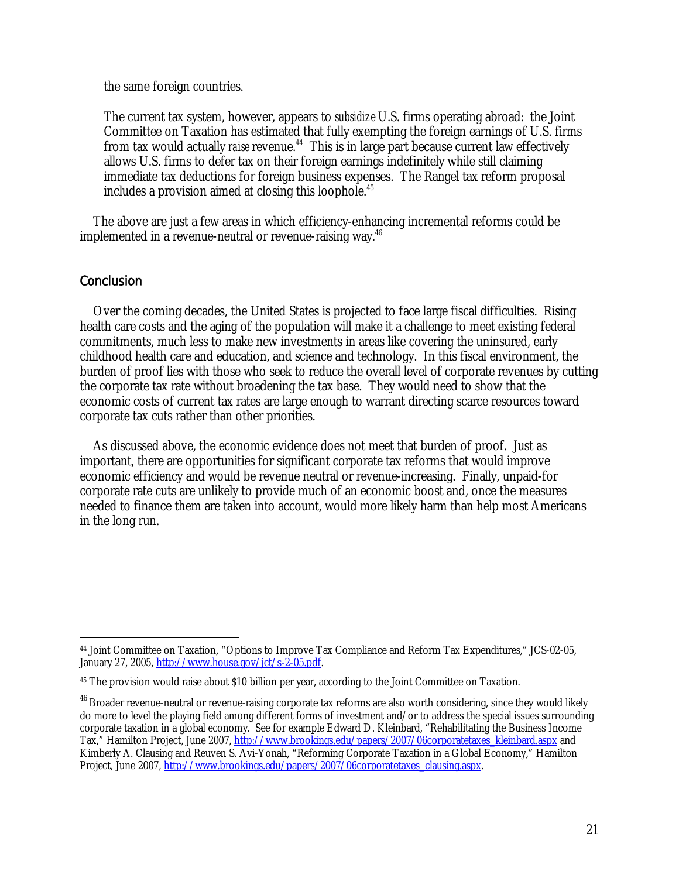the same foreign countries.

The current tax system, however, appears to *subsidize* U.S. firms operating abroad: the Joint Committee on Taxation has estimated that fully exempting the foreign earnings of U.S. firms from tax would actually *raise* revenue.[44] This is in large part because current law effectively allows U.S. firms to defer tax on their foreign earnings indefinitely while still claiming immediate tax deductions for foreign business expenses. The Rangel tax reform proposal includes a provision aimed at closing this loophole.[45]

The above are just a few areas in which efficiency-enhancing incremental reforms could be implemented in a revenue-neutral or revenue-raising way.[46]

## Conclusion

Over the coming decades, the United States is projected to face large fiscal difficulties. Rising health care costs and the aging of the population will make it a challenge to meet existing federal commitments, much less to make new investments in areas like covering the uninsured, early childhood health care and education, and science and technology. In this fiscal environment, the burden of proof lies with those who seek to reduce the overall level of corporate revenues by cutting the corporate tax rate without broadening the tax base. They would need to show that the economic costs of current tax rates are large enough to warrant directing scarce resources toward corporate tax cuts rather than other priorities.

As discussed above, the economic evidence does not meet that burden of proof. Just as important, there are opportunities for significant corporate tax reforms that would improve economic efficiency and would be revenue neutral or revenue-increasing. Finally, unpaid-for corporate rate cuts are unlikely to provide much of an economic boost and, once the measures needed to finance them are taken into account, would more likely harm than help most Americans in the long run.

---

[44] Joint Committee on Taxation, "Options to Improve Tax Compliance and Reform Tax Expenditures," JCS-02-05, January 27, 2005, http://www.house.gov/jct/s-2-05.pdf.

[45] The provision would raise about $10 billion per year, according to the Joint Committee on Taxation.

[46] Broader revenue-neutral or revenue-raising corporate tax reforms are also worth considering, since they would likely do more to level the playing field among different forms of investment and/or to address the special issues surrounding corporate taxation in a global economy. See for example Edward D. Kleinbard, "Rehabilitating the Business Income Tax," Hamilton Project, June 2007, http://www.brookings.edu/papers/2007/06corporatetaxes_kleinbard.aspx and Kimberly A. Clausing and Reuven S. Avi-Yonah, "Reforming Corporate Taxation in a Global Economy," Hamilton Project, June 2007, http://www.brookings.edu/papers/2007/06corporatetaxes_clausing.aspx.